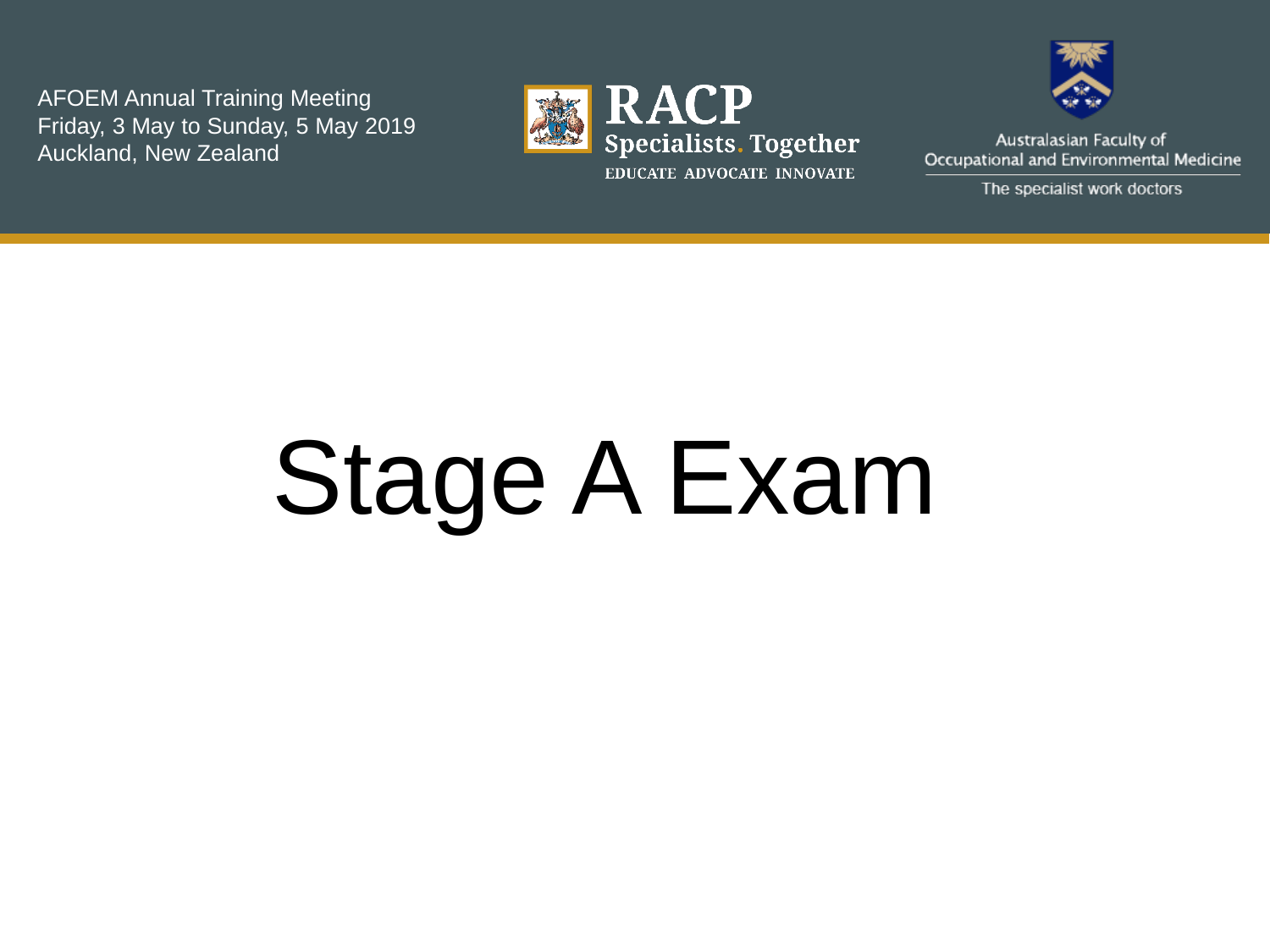AFOEM Annual Training Meeting
Friday, 3 May to Sunday, 5 May 2019
Auckland, New Zealand

RACP
Specialists. Together
EDUCATE ADVOCATE INNOVATE

Australasian Faculty of Occupational and Environmental Medicine

The specialist work doctors

# Stage A Exam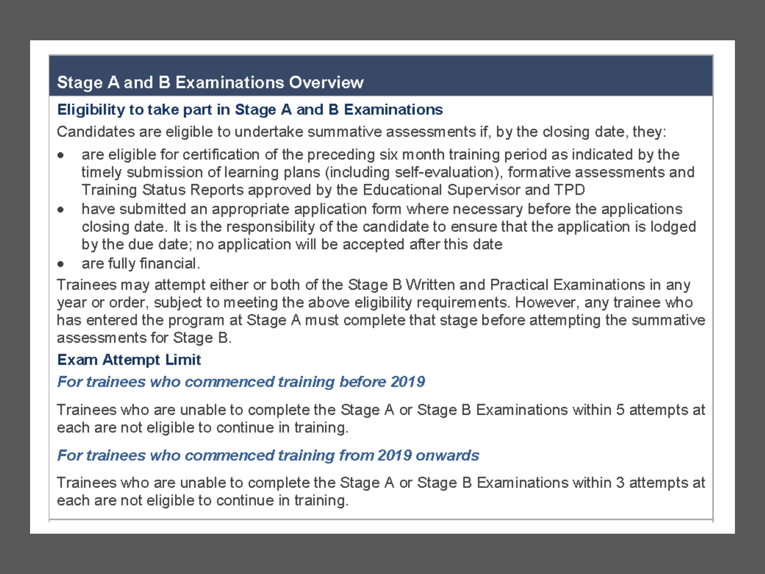## Stage A and B Examinations Overview

### Eligibility to take part in Stage A and B Examinations

Candidates are eligible to undertake summative assessments if, by the closing date, they:

- are eligible for certification of the preceding six month training period as indicated by the timely submission of learning plans (including self-evaluation), formative assessments and Training Status Reports approved by the Educational Supervisor and TPD
- have submitted an appropriate application form where necessary before the applications closing date. It is the responsibility of the candidate to ensure that the application is lodged by the due date; no application will be accepted after this date
- are fully financial.

Trainees may attempt either or both of the Stage B Written and Practical Examinations in any year or order, subject to meeting the above eligibility requirements. However, any trainee who has entered the program at Stage A must complete that stage before attempting the summative assessments for Stage B.

### Exam Attempt Limit

#### *For trainees who commenced training before 2019*

Trainees who are unable to complete the Stage A or Stage B Examinations within 5 attempts at each are not eligible to continue in training.

#### *For trainees who commenced training from 2019 onwards*

Trainees who are unable to complete the Stage A or Stage B Examinations within 3 attempts at each are not eligible to continue in training.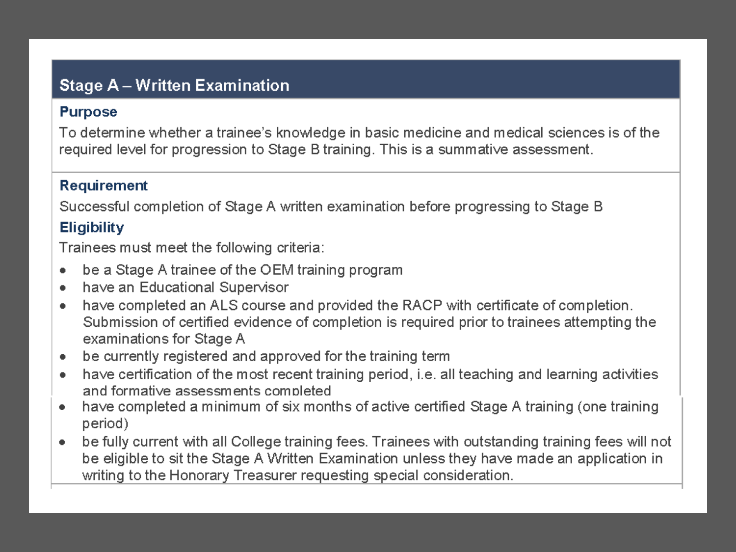## Stage A – Written Examination

### Purpose

To determine whether a trainee's knowledge in basic medicine and medical sciences is of the required level for progression to Stage B training. This is a summative assessment.

### Requirement

Successful completion of Stage A written examination before progressing to Stage B

### Eligibility

Trainees must meet the following criteria:

- be a Stage A trainee of the OEM training program
- have an Educational Supervisor
- have completed an ALS course and provided the RACP with certificate of completion. Submission of certified evidence of completion is required prior to trainees attempting the examinations for Stage A
- be currently registered and approved for the training term
- have certification of the most recent training period, i.e. all teaching and learning activities and formative assessments completed
- have completed a minimum of six months of active certified Stage A training (one training period)
- be fully current with all College training fees. Trainees with outstanding training fees will not be eligible to sit the Stage A Written Examination unless they have made an application in writing to the Honorary Treasurer requesting special consideration.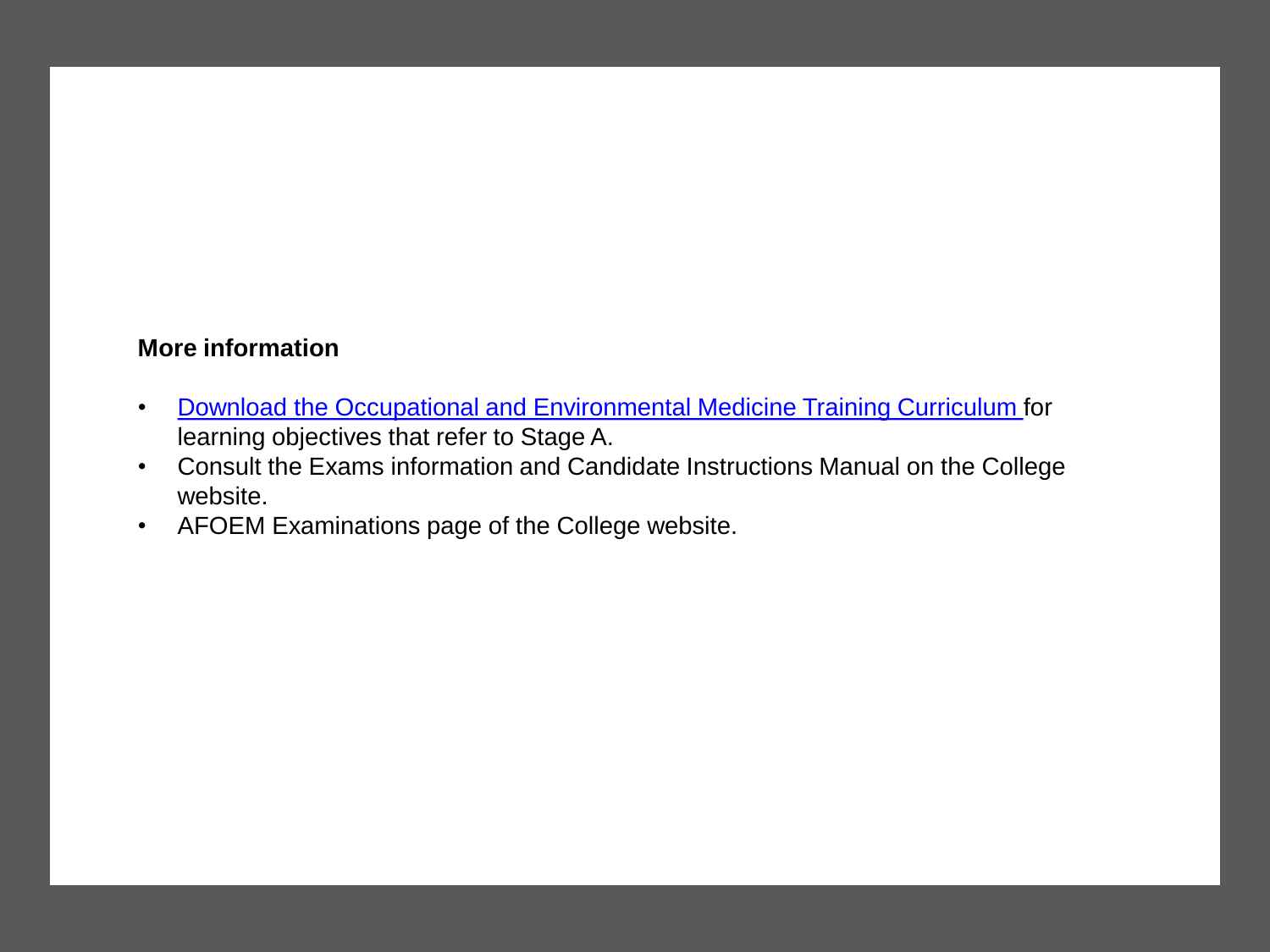**More information**

- Download the Occupational and Environmental Medicine Training Curriculum for learning objectives that refer to Stage A.
- Consult the Exams information and Candidate Instructions Manual on the College website.
- AFOEM Examinations page of the College website.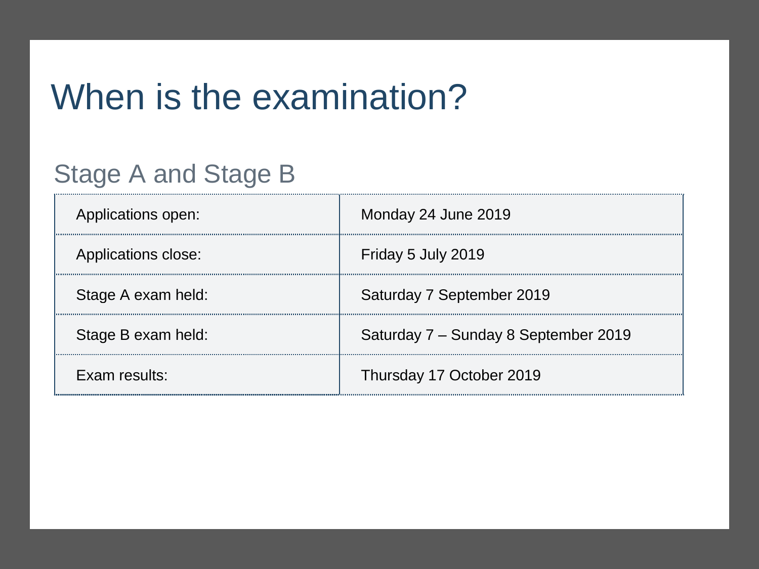# When is the examination?

## Stage A and Stage B

| | |
|---|---|
| Applications open: | Monday 24 June 2019 |
| Applications close: | Friday 5 July 2019 |
| Stage A exam held: | Saturday 7 September 2019 |
| Stage B exam held: | Saturday 7 – Sunday 8 September 2019 |
| Exam results: | Thursday 17 October 2019 |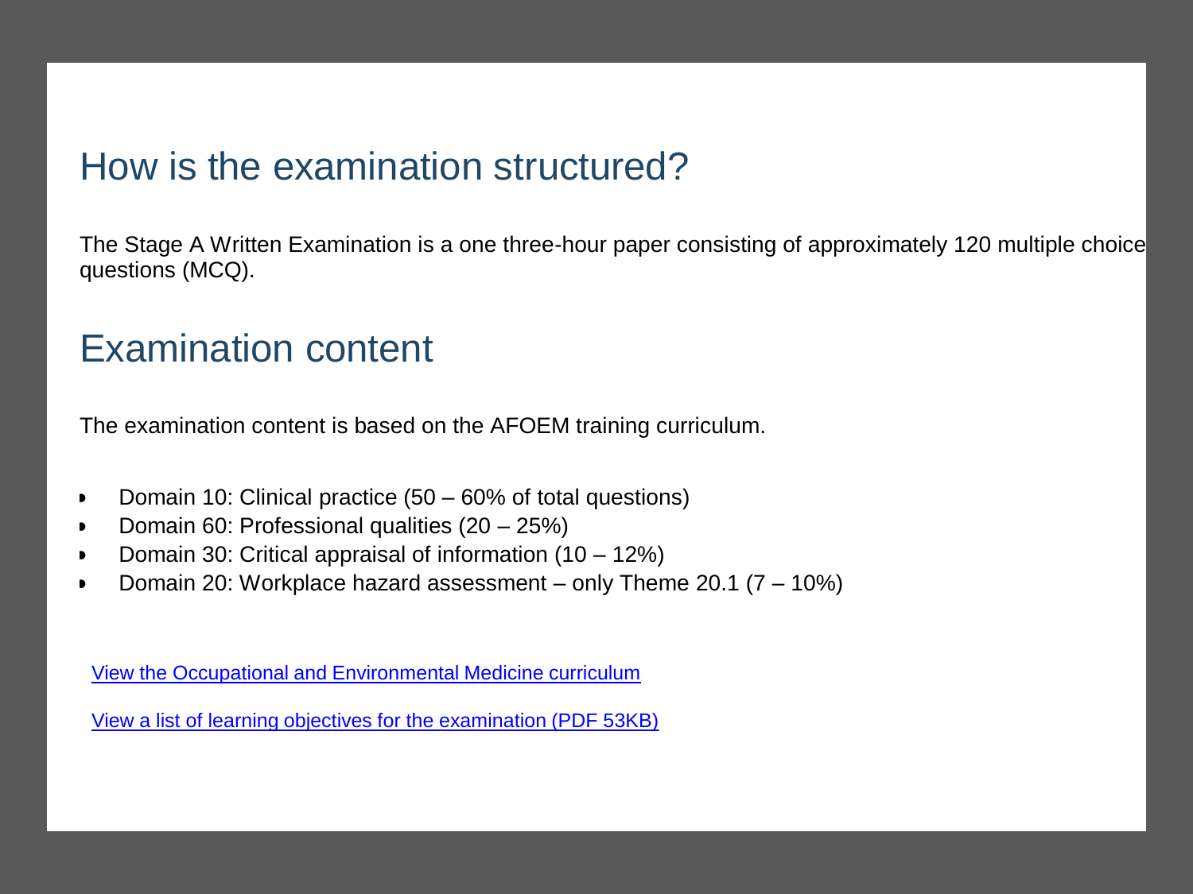## How is the examination structured?

The Stage A Written Examination is a one three-hour paper consisting of approximately 120 multiple choice questions (MCQ).

## Examination content

The examination content is based on the AFOEM training curriculum.

- Domain 10: Clinical practice (50 – 60% of total questions)
- Domain 60: Professional qualities (20 – 25%)
- Domain 30: Critical appraisal of information (10 – 12%)
- Domain 20: Workplace hazard assessment – only Theme 20.1 (7 – 10%)

View the Occupational and Environmental Medicine curriculum

View a list of learning objectives for the examination (PDF 53KB)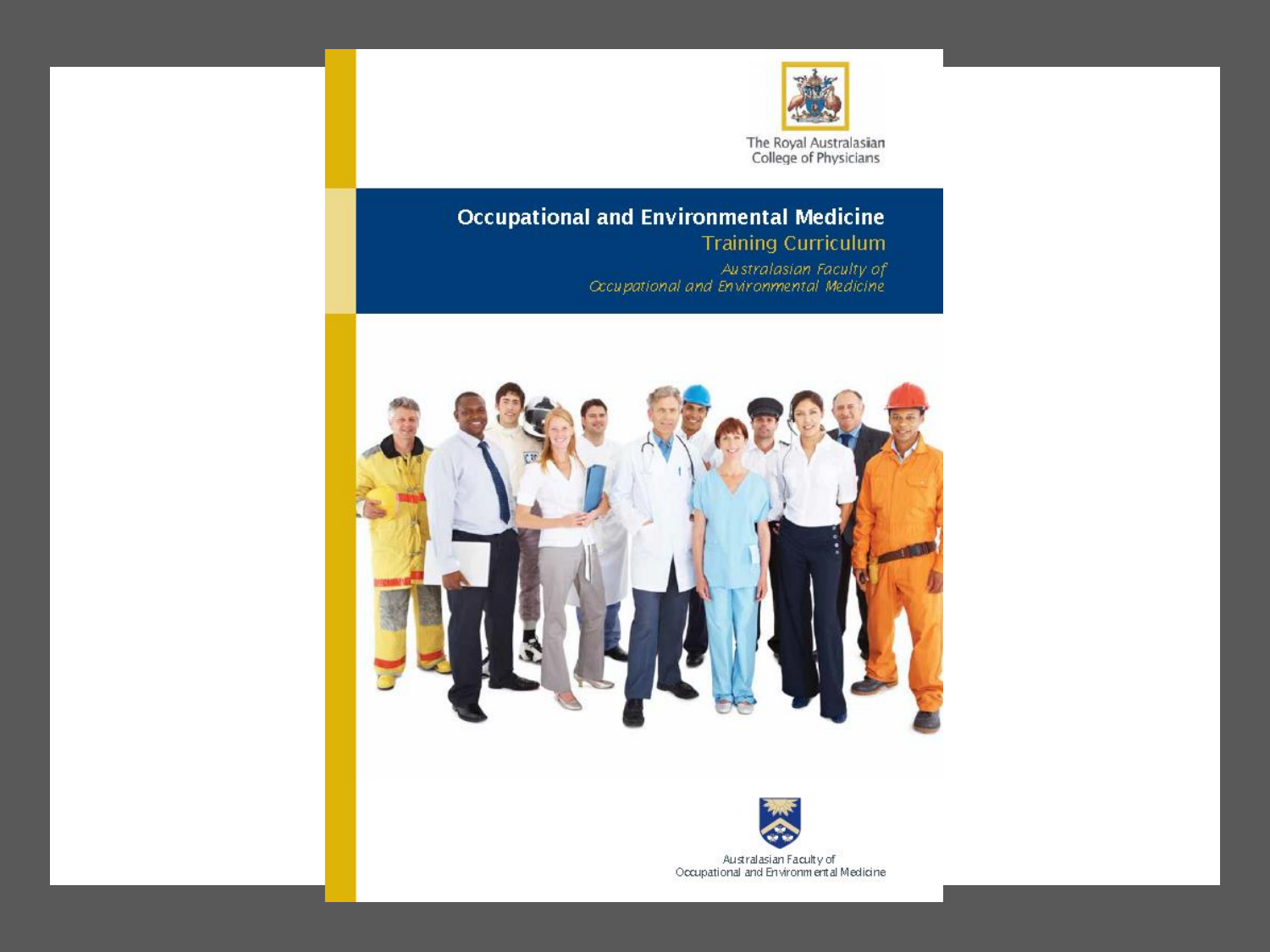The Royal Australasian College of Physicians

# Occupational and Environmental Medicine

## Training Curriculum

*Australasian Faculty of Occupational and Environmental Medicine*

Australasian Faculty of Occupational and Environmental Medicine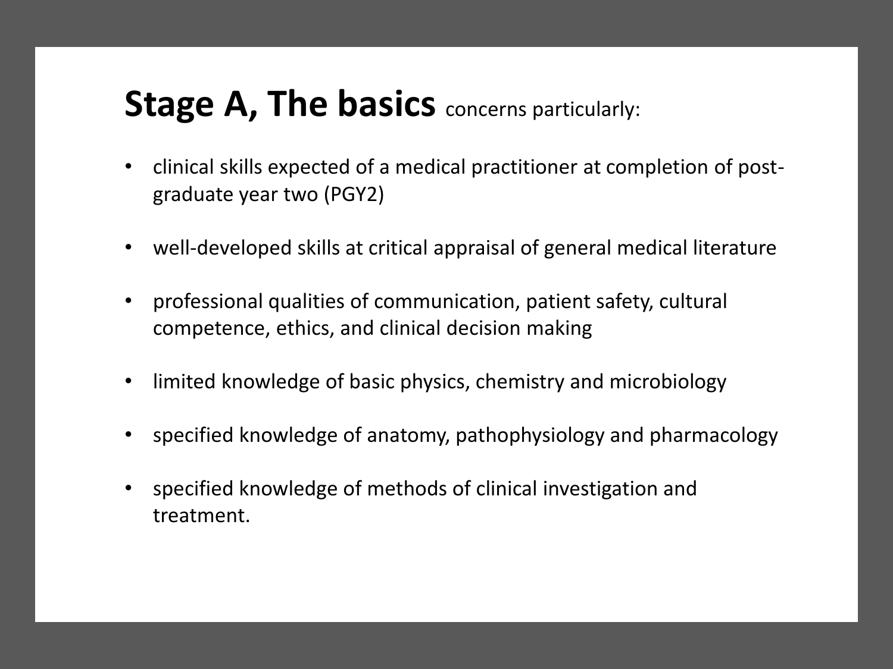## **Stage A, The basics** concerns particularly:

- clinical skills expected of a medical practitioner at completion of post-graduate year two (PGY2)
- well-developed skills at critical appraisal of general medical literature
- professional qualities of communication, patient safety, cultural competence, ethics, and clinical decision making
- limited knowledge of basic physics, chemistry and microbiology
- specified knowledge of anatomy, pathophysiology and pharmacology
- specified knowledge of methods of clinical investigation and treatment.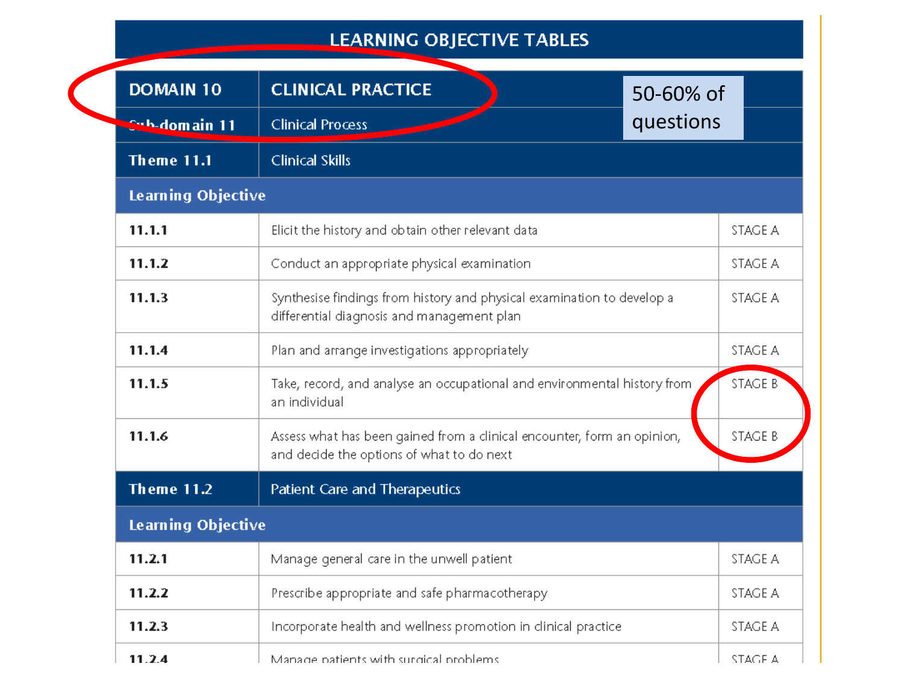# LEARNING OBJECTIVE TABLES

50-60% of questions

| DOMAIN 10 | CLINICAL PRACTICE | |
|---|---|---|
| Sub-domain 11 | Clinical Process | |
| Theme 11.1 | Clinical Skills | |
| **Learning Objective** | | |
| **11.1.1** | Elicit the history and obtain other relevant data | STAGE A |
| **11.1.2** | Conduct an appropriate physical examination | STAGE A |
| **11.1.3** | Synthesise findings from history and physical examination to develop a differential diagnosis and management plan | STAGE A |
| **11.1.4** | Plan and arrange investigations appropriately | STAGE A |
| **11.1.5** | Take, record, and analyse an occupational and environmental history from an individual | STAGE B |
| **11.1.6** | Assess what has been gained from a clinical encounter, form an opinion, and decide the options of what to do next | STAGE B |
| **Theme 11.2** | Patient Care and Therapeutics | |
| **Learning Objective** | | |
| **11.2.1** | Manage general care in the unwell patient | STAGE A |
| **11.2.2** | Prescribe appropriate and safe pharmacotherapy | STAGE A |
| **11.2.3** | Incorporate health and wellness promotion in clinical practice | STAGE A |
| **11.2.4** | Manage patients with surgical problems | STAGE A |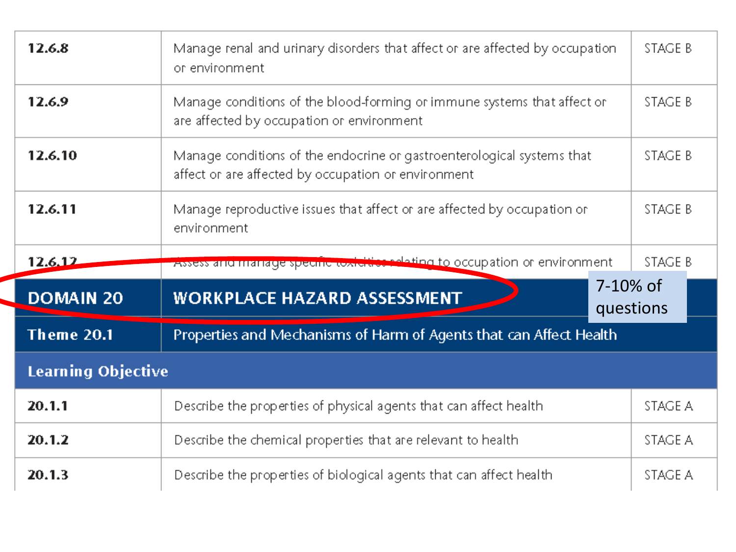| | | |
|---|---|---|
| **12.6.8** | Manage renal and urinary disorders that affect or are affected by occupation or environment | STAGE B |
| **12.6.9** | Manage conditions of the blood-forming or immune systems that affect or are affected by occupation or environment | STAGE B |
| **12.6.10** | Manage conditions of the endocrine or gastroenterological systems that affect or are affected by occupation or environment | STAGE B |
| **12.6.11** | Manage reproductive issues that affect or are affected by occupation or environment | STAGE B |
| **12.6.12** | Assess and manage specific toxicities relating to occupation or environment | STAGE B |
| **DOMAIN 20** | **WORKPLACE HAZARD ASSESSMENT** | |
| **Theme 20.1** | **Properties and Mechanisms of Harm of Agents that can Affect Health** | |
| **Learning Objective** | | |
| **20.1.1** | Describe the properties of physical agents that can affect health | STAGE A |
| **20.1.2** | Describe the chemical properties that are relevant to health | STAGE A |
| **20.1.3** | Describe the properties of biological agents that can affect health | STAGE A |

7-10% of questions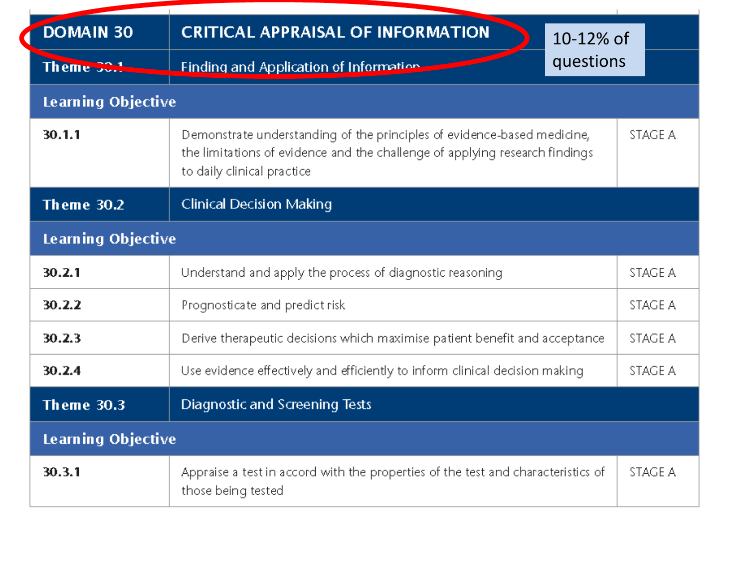| DOMAIN 30 | CRITICAL APPRAISAL OF INFORMATION | 10-12% of questions |
|---|---|---|
| Theme 30.1 | Finding and Application of Information | |
| **Learning Objective** | | |
| **30.1.1** | Demonstrate understanding of the principles of evidence-based medicine, the limitations of evidence and the challenge of applying research findings to daily clinical practice | STAGE A |
| **Theme 30.2** | Clinical Decision Making | |
| **Learning Objective** | | |
| **30.2.1** | Understand and apply the process of diagnostic reasoning | STAGE A |
| **30.2.2** | Prognosticate and predict risk | STAGE A |
| **30.2.3** | Derive therapeutic decisions which maximise patient benefit and acceptance | STAGE A |
| **30.2.4** | Use evidence effectively and efficiently to inform clinical decision making | STAGE A |
| **Theme 30.3** | Diagnostic and Screening Tests | |
| **Learning Objective** | | |
| **30.3.1** | Appraise a test in accord with the properties of the test and characteristics of those being tested | STAGE A |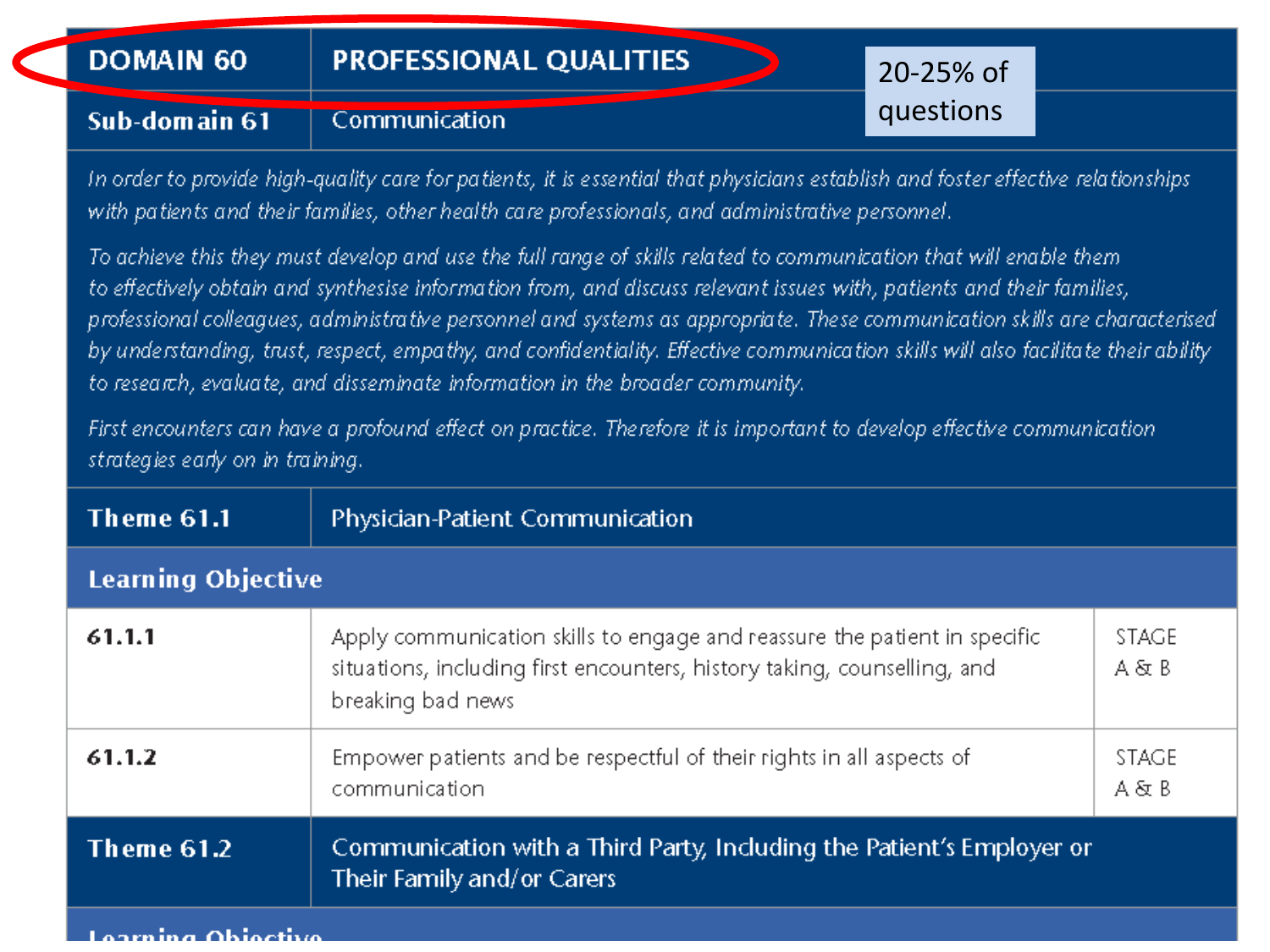| | | |
|---|---|---|
| **DOMAIN 60** | **PROFESSIONAL QUALITIES** | |
| **Sub-domain 61** | Communication | |

20-25% of questions

*In order to provide high-quality care for patients, it is essential that physicians establish and foster effective relationships with patients and their families, other health care professionals, and administrative personnel.*

*To achieve this they must develop and use the full range of skills related to communication that will enable them to effectively obtain and synthesise information from, and discuss relevant issues with, patients and their families, professional colleagues, administrative personnel and systems as appropriate. These communication skills are characterised by understanding, trust, respect, empathy, and confidentiality. Effective communication skills will also facilitate their ability to research, evaluate, and disseminate information in the broader community.*

*First encounters can have a profound effect on practice. Therefore it is important to develop effective communication strategies early on in training.*

| | | |
|---|---|---|
| **Theme 61.1** | Physician-Patient Communication | |
| **Learning Objective** | | |
| **61.1.1** | Apply communication skills to engage and reassure the patient in specific situations, including first encounters, history taking, counselling, and breaking bad news | STAGE A & B |
| **61.1.2** | Empower patients and be respectful of their rights in all aspects of communication | STAGE A & B |
| **Theme 61.2** | Communication with a Third Party, Including the Patient's Employer or Their Family and/or Carers | |
| **Learning Objective** | | |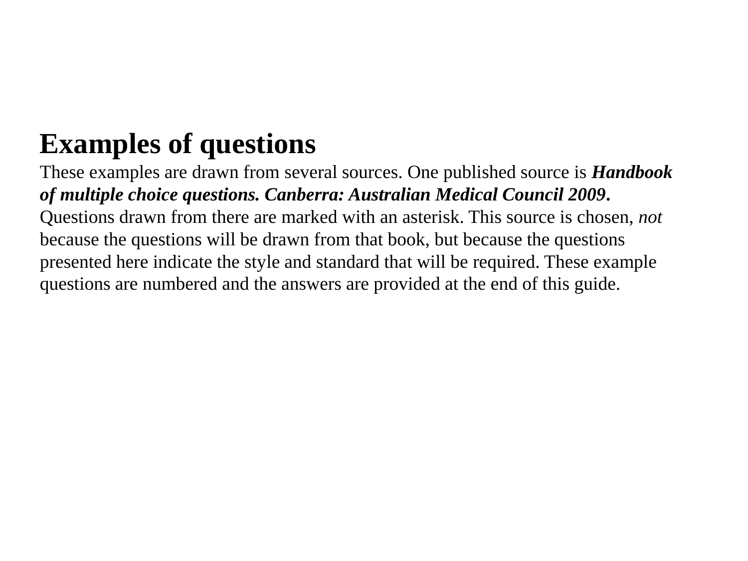## Examples of questions

These examples are drawn from several sources. One published source is ***Handbook of multiple choice questions. Canberra: Australian Medical Council 2009*.** Questions drawn from there are marked with an asterisk. This source is chosen, *not* because the questions will be drawn from that book, but because the questions presented here indicate the style and standard that will be required. These example questions are numbered and the answers are provided at the end of this guide.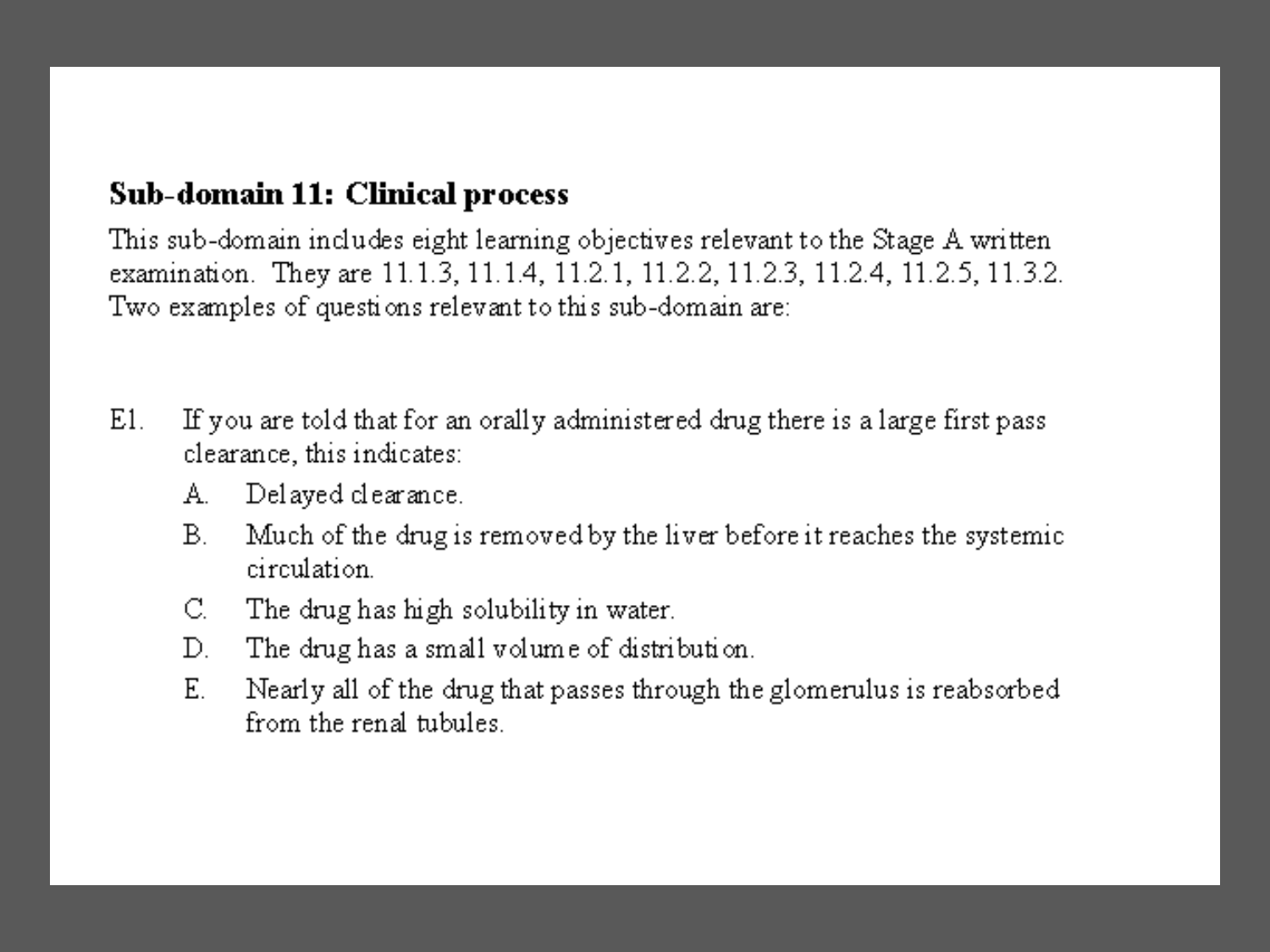## Sub-domain 11: Clinical process

This sub-domain includes eight learning objectives relevant to the Stage A written examination. They are 11.1.3, 11.1.4, 11.2.1, 11.2.2, 11.2.3, 11.2.4, 11.2.5, 11.3.2. Two examples of questions relevant to this sub-domain are:

E1. If you are told that for an orally administered drug there is a large first pass clearance, this indicates:

A. Delayed clearance.

B. Much of the drug is removed by the liver before it reaches the systemic circulation.

C. The drug has high solubility in water.

D. The drug has a small volume of distribution.

E. Nearly all of the drug that passes through the glomerulus is reabsorbed from the renal tubules.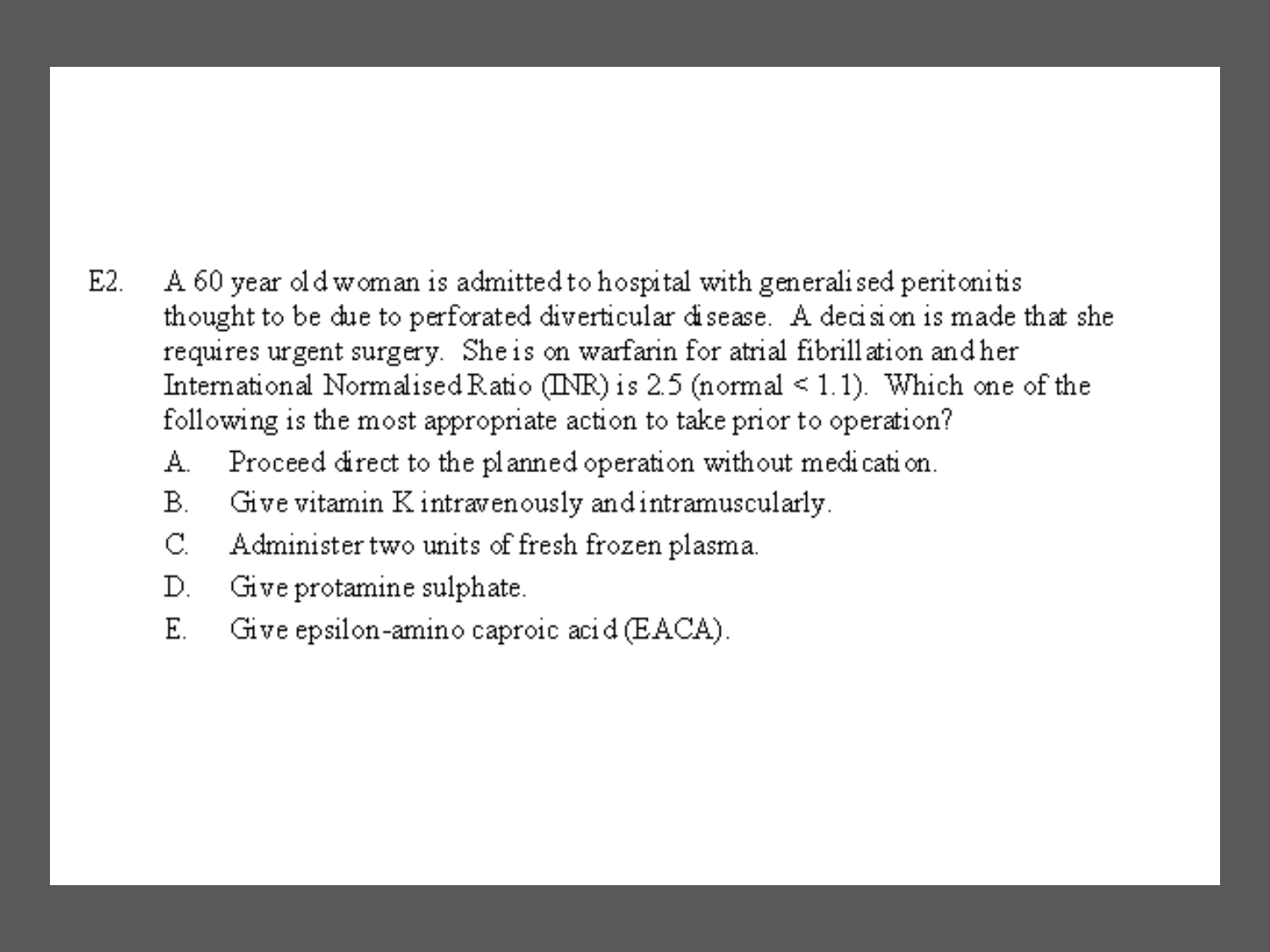E2. A 60 year old woman is admitted to hospital with generalised peritonitis thought to be due to perforated diverticular disease. A decision is made that she requires urgent surgery. She is on warfarin for atrial fibrillation and her International Normalised Ratio (INR) is 2.5 (normal < 1.1). Which one of the following is the most appropriate action to take prior to operation?

A. Proceed direct to the planned operation without medication.

B. Give vitamin K intravenously and intramuscularly.

C. Administer two units of fresh frozen plasma.

D. Give protamine sulphate.

E. Give epsilon-amino caproic acid (EACA).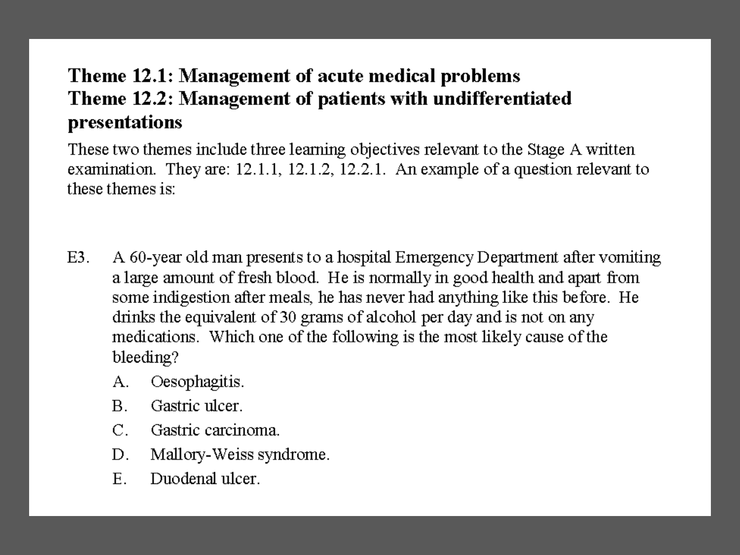## Theme 12.1: Management of acute medical problems
## Theme 12.2: Management of patients with undifferentiated presentations

These two themes include three learning objectives relevant to the Stage A written examination. They are: 12.1.1, 12.1.2, 12.2.1. An example of a question relevant to these themes is:

E3. A 60-year old man presents to a hospital Emergency Department after vomiting a large amount of fresh blood. He is normally in good health and apart from some indigestion after meals, he has never had anything like this before. He drinks the equivalent of 30 grams of alcohol per day and is not on any medications. Which one of the following is the most likely cause of the bleeding?

A. Oesophagitis.
B. Gastric ulcer.
C. Gastric carcinoma.
D. Mallory-Weiss syndrome.
E. Duodenal ulcer.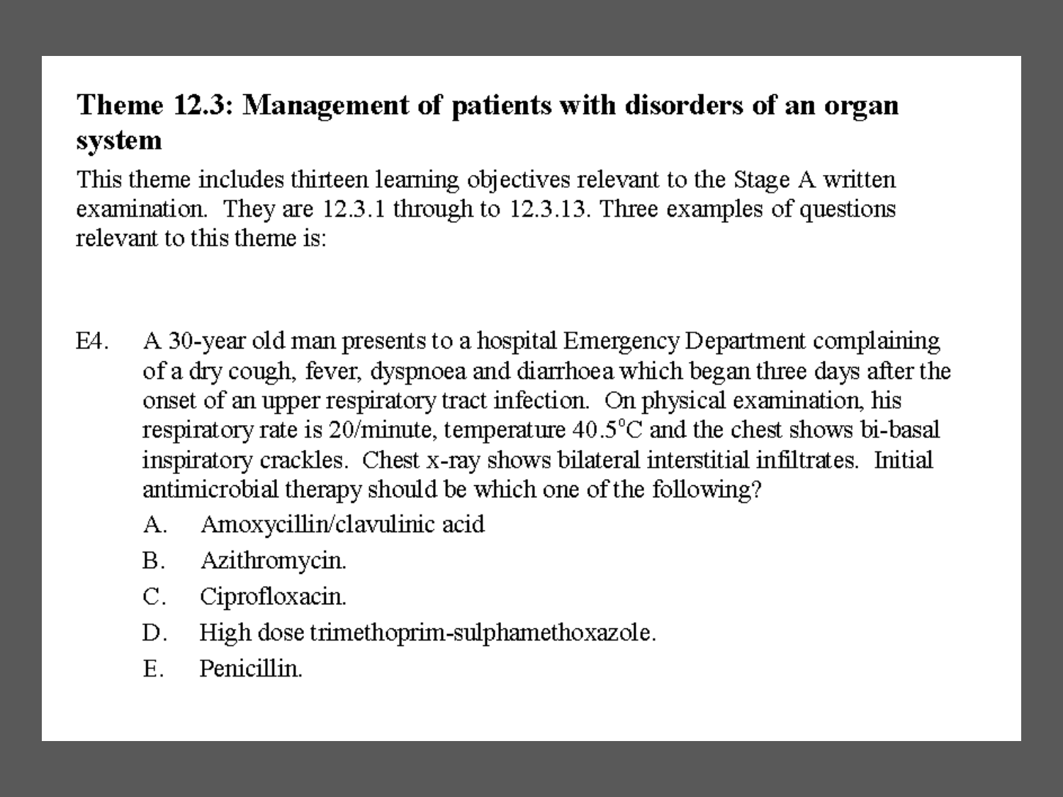## Theme 12.3: Management of patients with disorders of an organ system

This theme includes thirteen learning objectives relevant to the Stage A written examination. They are 12.3.1 through to 12.3.13. Three examples of questions relevant to this theme is:

E4. A 30-year old man presents to a hospital Emergency Department complaining of a dry cough, fever, dyspnoea and diarrhoea which began three days after the onset of an upper respiratory tract infection. On physical examination, his respiratory rate is 20/minute, temperature 40.5°C and the chest shows bi-basal inspiratory crackles. Chest x-ray shows bilateral interstitial infiltrates. Initial antimicrobial therapy should be which one of the following?

- A. Amoxycillin/clavulinic acid
- B. Azithromycin.
- C. Ciprofloxacin.
- D. High dose trimethoprim-sulphamethoxazole.
- E. Penicillin.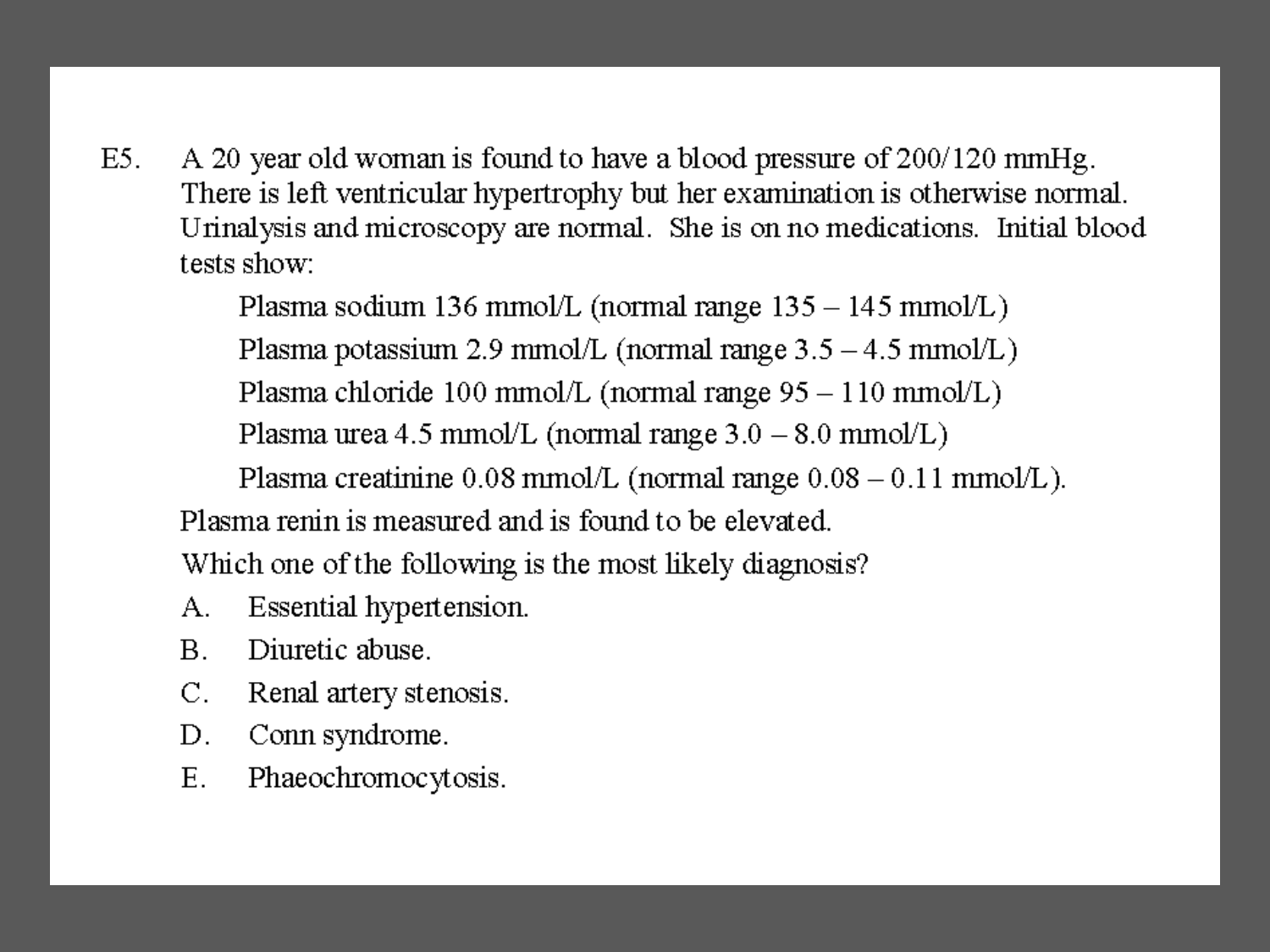E5. A 20 year old woman is found to have a blood pressure of 200/120 mmHg. There is left ventricular hypertrophy but her examination is otherwise normal. Urinalysis and microscopy are normal. She is on no medications. Initial blood tests show:

Plasma sodium 136 mmol/L (normal range 135 – 145 mmol/L)

Plasma potassium 2.9 mmol/L (normal range 3.5 – 4.5 mmol/L)

Plasma chloride 100 mmol/L (normal range 95 – 110 mmol/L)

Plasma urea 4.5 mmol/L (normal range 3.0 – 8.0 mmol/L)

Plasma creatinine 0.08 mmol/L (normal range 0.08 – 0.11 mmol/L).

Plasma renin is measured and is found to be elevated.

Which one of the following is the most likely diagnosis?

A. Essential hypertension.

B. Diuretic abuse.

C. Renal artery stenosis.

D. Conn syndrome.

E. Phaeochromocytosis.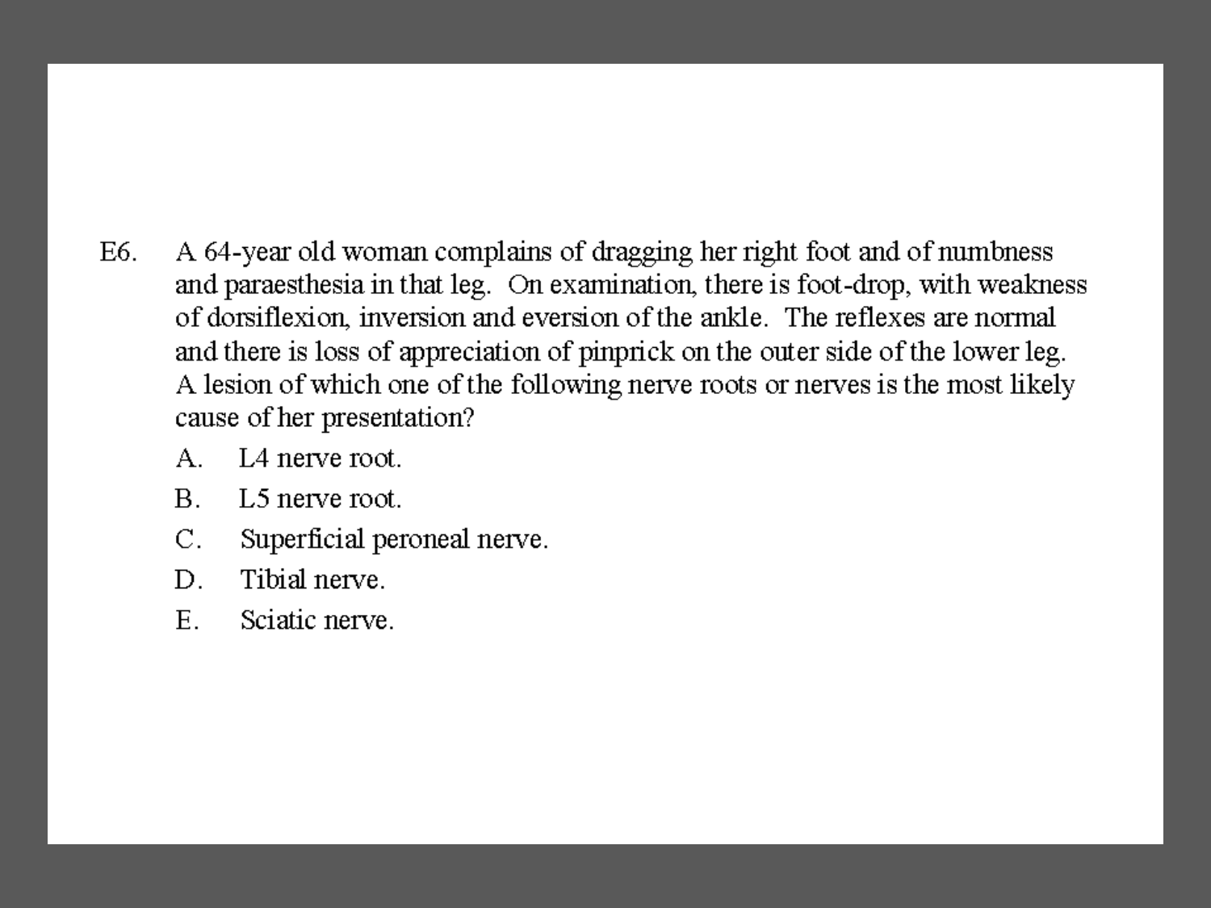E6. A 64-year old woman complains of dragging her right foot and of numbness and paraesthesia in that leg. On examination, there is foot-drop, with weakness of dorsiflexion, inversion and eversion of the ankle. The reflexes are normal and there is loss of appreciation of pinprick on the outer side of the lower leg. A lesion of which one of the following nerve roots or nerves is the most likely cause of her presentation?

A. L4 nerve root.

B. L5 nerve root.

C. Superficial peroneal nerve.

D. Tibial nerve.

E. Sciatic nerve.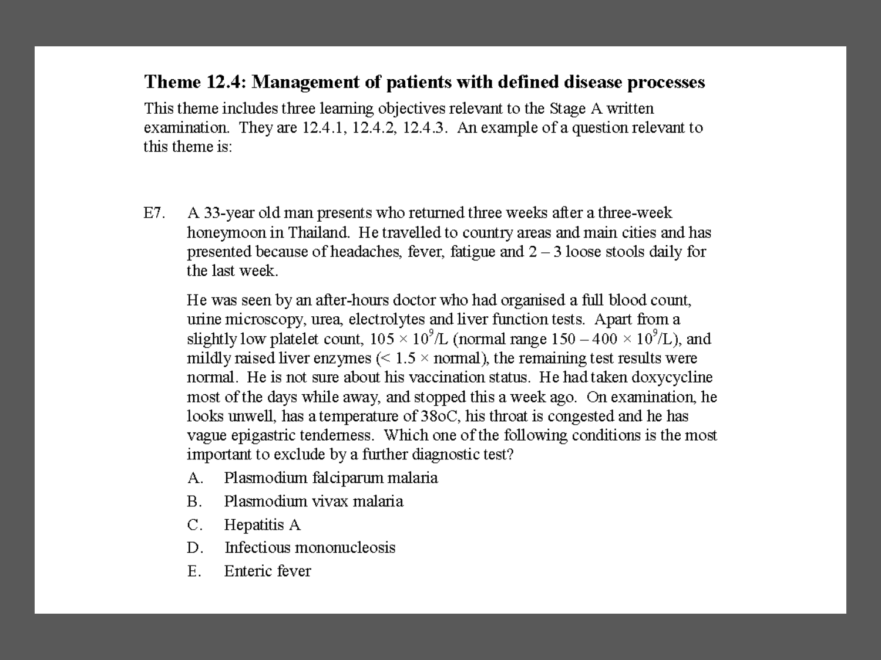## Theme 12.4: Management of patients with defined disease processes

This theme includes three learning objectives relevant to the Stage A written examination. They are 12.4.1, 12.4.2, 12.4.3. An example of a question relevant to this theme is:

E7. A 33-year old man presents who returned three weeks after a three-week honeymoon in Thailand. He travelled to country areas and main cities and has presented because of headaches, fever, fatigue and 2 – 3 loose stools daily for the last week.

He was seen by an after-hours doctor who had organised a full blood count, urine microscopy, urea, electrolytes and liver function tests. Apart from a slightly low platelet count, $105 \times 10^9$/L (normal range $150 – 400 \times 10^9$/L), and mildly raised liver enzymes (< 1.5 × normal), the remaining test results were normal. He is not sure about his vaccination status. He had taken doxycycline most of the days while away, and stopped this a week ago. On examination, he looks unwell, has a temperature of 38oC, his throat is congested and he has vague epigastric tenderness. Which one of the following conditions is the most important to exclude by a further diagnostic test?

A. Plasmodium falciparum malaria

B. Plasmodium vivax malaria

C. Hepatitis A

D. Infectious mononucleosis

E. Enteric fever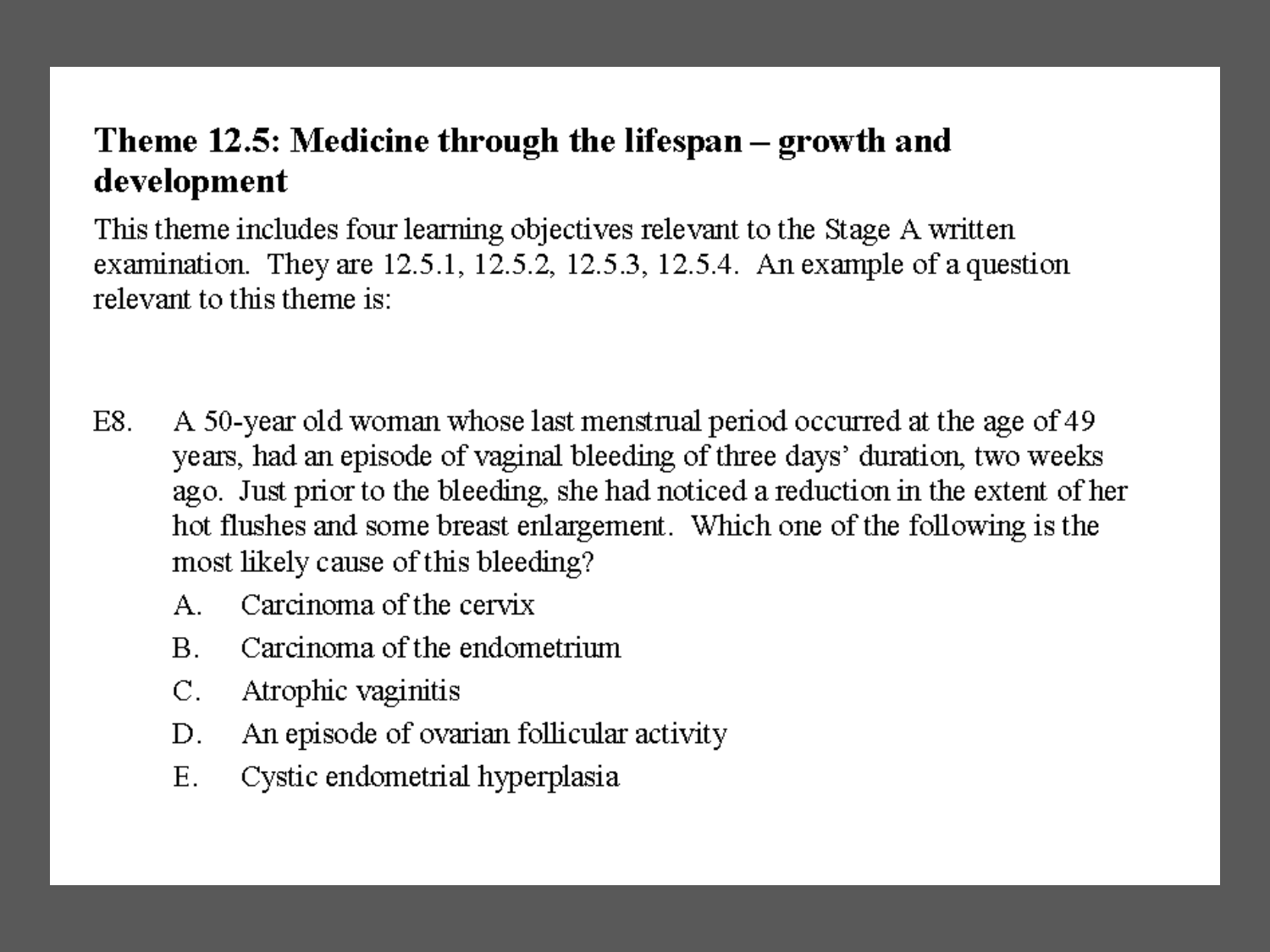## Theme 12.5: Medicine through the lifespan – growth and development

This theme includes four learning objectives relevant to the Stage A written examination. They are 12.5.1, 12.5.2, 12.5.3, 12.5.4. An example of a question relevant to this theme is:

E8. A 50-year old woman whose last menstrual period occurred at the age of 49 years, had an episode of vaginal bleeding of three days' duration, two weeks ago. Just prior to the bleeding, she had noticed a reduction in the extent of her hot flushes and some breast enlargement. Which one of the following is the most likely cause of this bleeding?

A. Carcinoma of the cervix

B. Carcinoma of the endometrium

C. Atrophic vaginitis

D. An episode of ovarian follicular activity

E. Cystic endometrial hyperplasia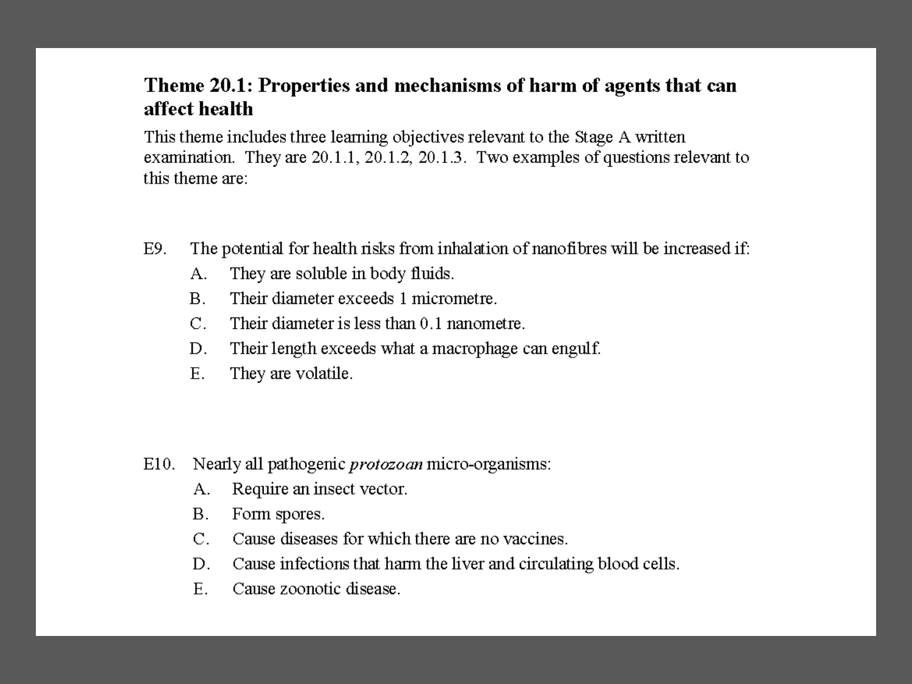## Theme 20.1: Properties and mechanisms of harm of agents that can affect health

This theme includes three learning objectives relevant to the Stage A written examination. They are 20.1.1, 20.1.2, 20.1.3. Two examples of questions relevant to this theme are:

E9. The potential for health risks from inhalation of nanofibres will be increased if:

A. They are soluble in body fluids.

B. Their diameter exceeds 1 micrometre.

C. Their diameter is less than 0.1 nanometre.

D. Their length exceeds what a macrophage can engulf.

E. They are volatile.

E10. Nearly all pathogenic *protozoan* micro-organisms:

A. Require an insect vector.

B. Form spores.

C. Cause diseases for which there are no vaccines.

D. Cause infections that harm the liver and circulating blood cells.

E. Cause zoonotic disease.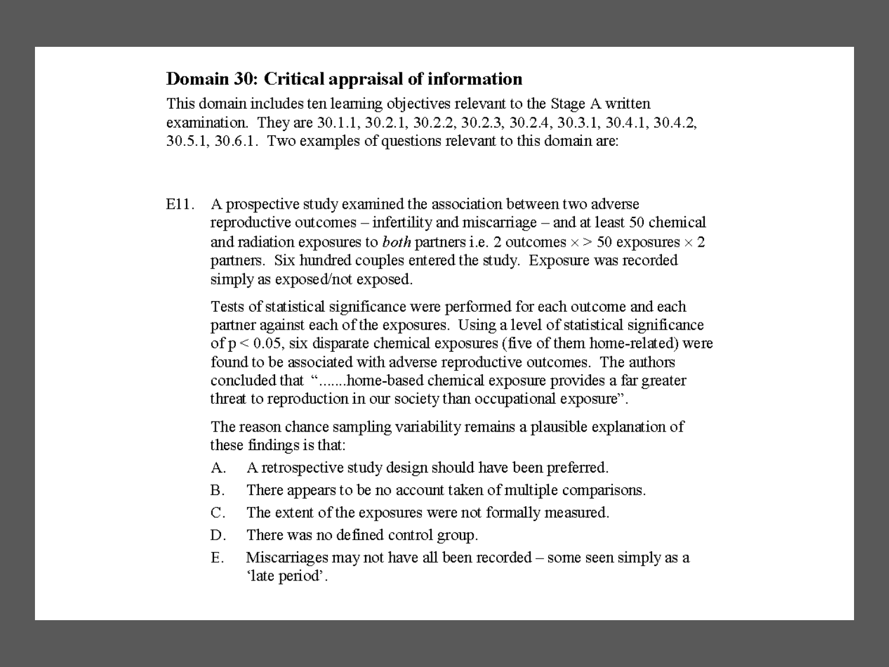## Domain 30: Critical appraisal of information

This domain includes ten learning objectives relevant to the Stage A written examination. They are 30.1.1, 30.2.1, 30.2.2, 30.2.3, 30.2.4, 30.3.1, 30.4.1, 30.4.2, 30.5.1, 30.6.1. Two examples of questions relevant to this domain are:

E11. A prospective study examined the association between two adverse reproductive outcomes – infertility and miscarriage – and at least 50 chemical and radiation exposures to *both* partners i.e. 2 outcomes $\times$ > 50 exposures $\times$ 2 partners. Six hundred couples entered the study. Exposure was recorded simply as exposed/not exposed.

Tests of statistical significance were performed for each outcome and each partner against each of the exposures. Using a level of statistical significance of $p < 0.05$, six disparate chemical exposures (five of them home-related) were found to be associated with adverse reproductive outcomes. The authors concluded that ".......home-based chemical exposure provides a far greater threat to reproduction in our society than occupational exposure".

The reason chance sampling variability remains a plausible explanation of these findings is that:

A. A retrospective study design should have been preferred.
B. There appears to be no account taken of multiple comparisons.
C. The extent of the exposures were not formally measured.
D. There was no defined control group.
E. Miscarriages may not have all been recorded – some seen simply as a 'late period'.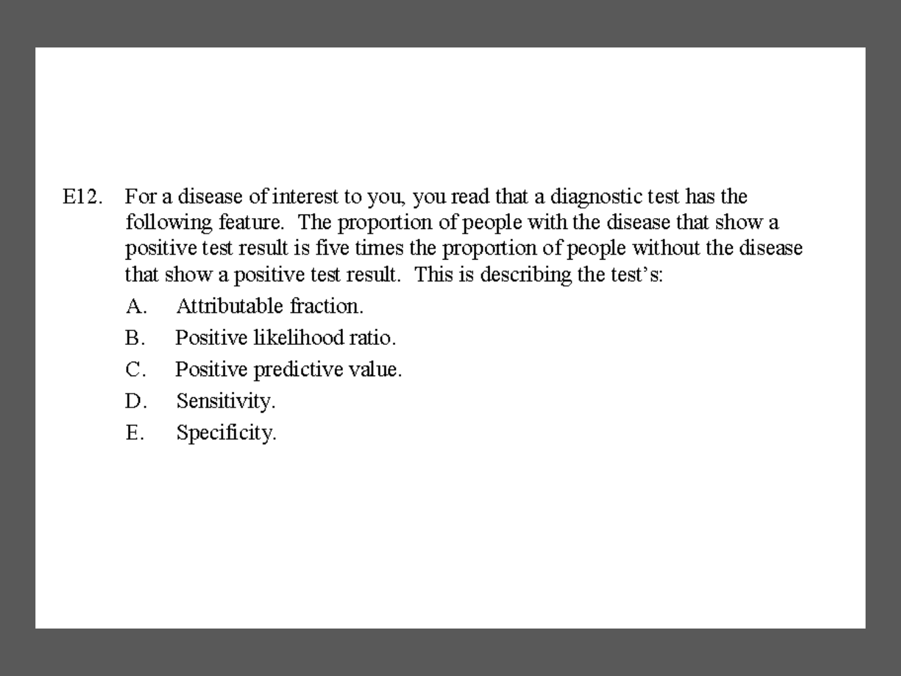E12. For a disease of interest to you, you read that a diagnostic test has the following feature. The proportion of people with the disease that show a positive test result is five times the proportion of people without the disease that show a positive test result. This is describing the test's:

A. Attributable fraction.

B. Positive likelihood ratio.

C. Positive predictive value.

D. Sensitivity.

E. Specificity.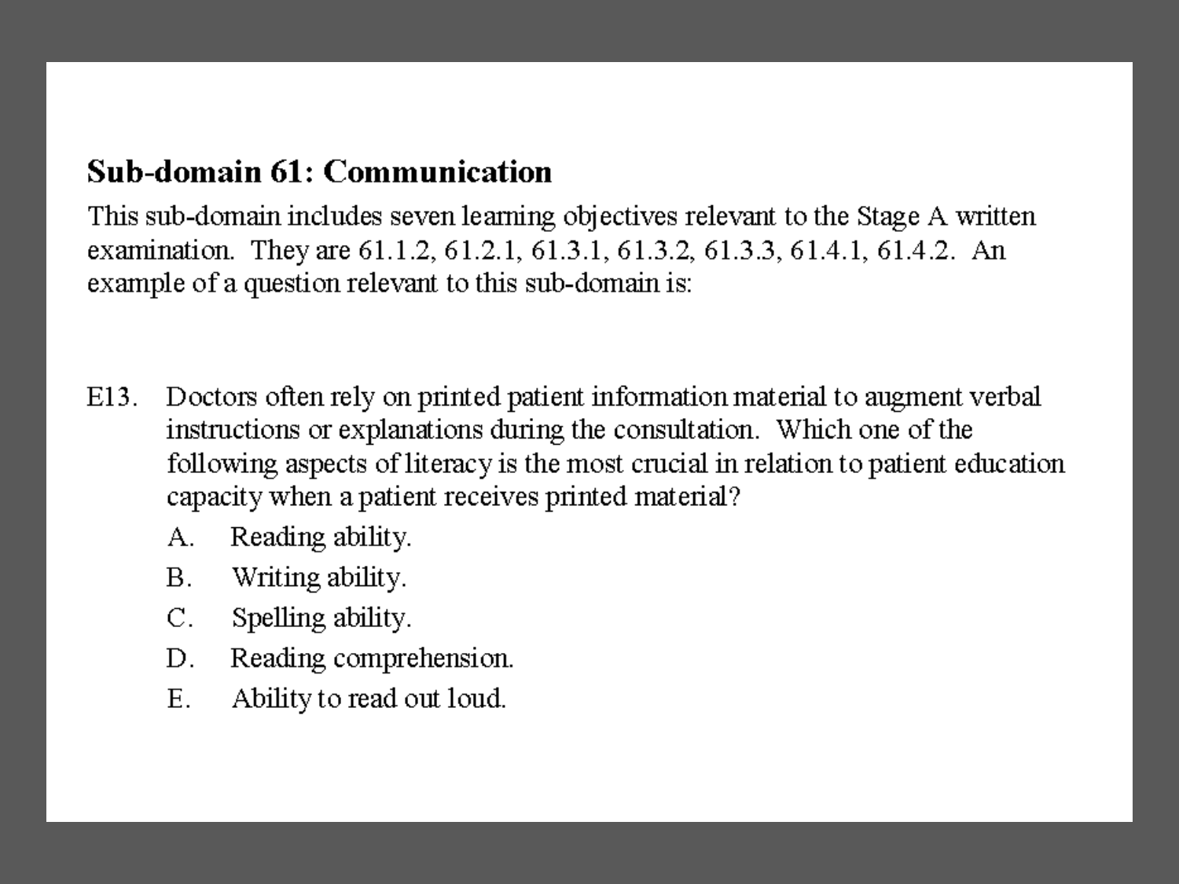## Sub-domain 61: Communication

This sub-domain includes seven learning objectives relevant to the Stage A written examination. They are 61.1.2, 61.2.1, 61.3.1, 61.3.2, 61.3.3, 61.4.1, 61.4.2. An example of a question relevant to this sub-domain is:

E13. Doctors often rely on printed patient information material to augment verbal instructions or explanations during the consultation. Which one of the following aspects of literacy is the most crucial in relation to patient education capacity when a patient receives printed material?

A. Reading ability.

B. Writing ability.

C. Spelling ability.

D. Reading comprehension.

E. Ability to read out loud.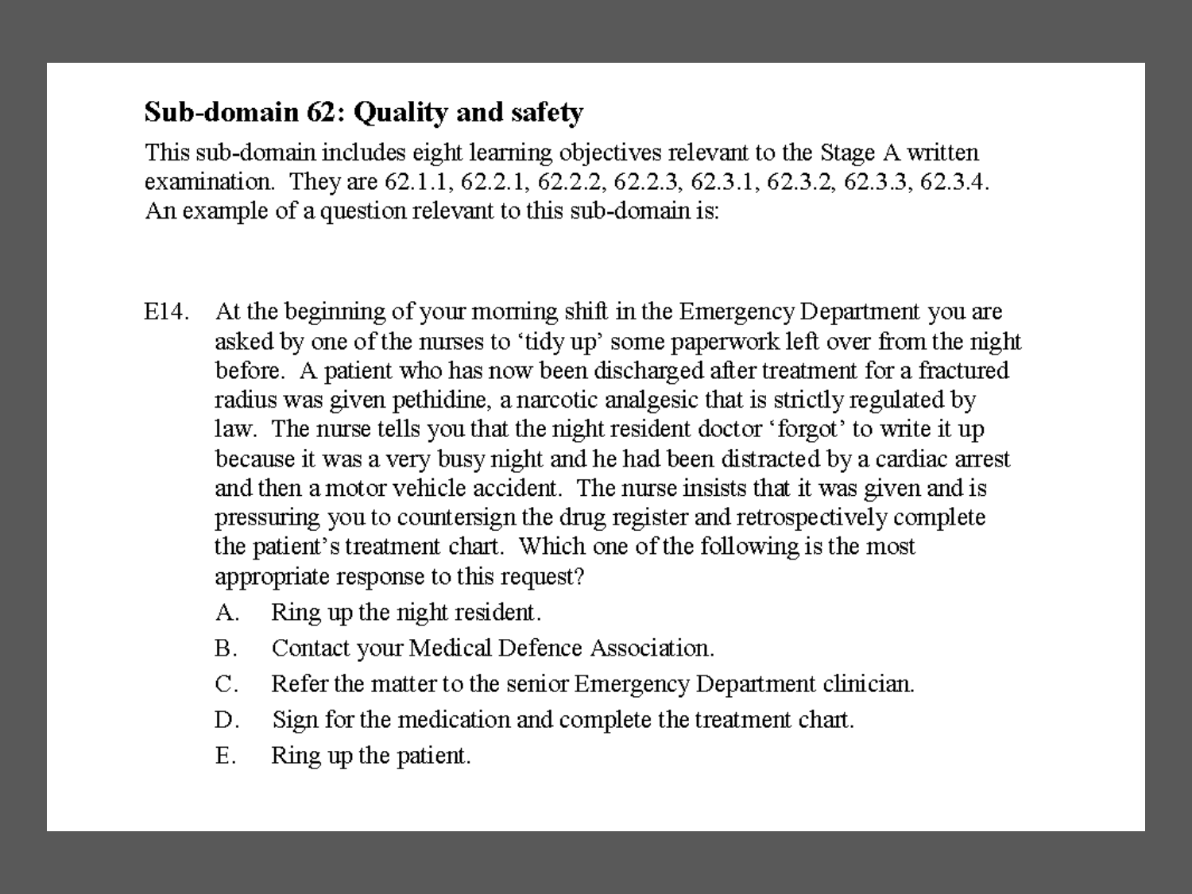## Sub-domain 62: Quality and safety

This sub-domain includes eight learning objectives relevant to the Stage A written examination. They are 62.1.1, 62.2.1, 62.2.2, 62.2.3, 62.3.1, 62.3.2, 62.3.3, 62.3.4. An example of a question relevant to this sub-domain is:

E14. At the beginning of your morning shift in the Emergency Department you are asked by one of the nurses to 'tidy up' some paperwork left over from the night before. A patient who has now been discharged after treatment for a fractured radius was given pethidine, a narcotic analgesic that is strictly regulated by law. The nurse tells you that the night resident doctor 'forgot' to write it up because it was a very busy night and he had been distracted by a cardiac arrest and then a motor vehicle accident. The nurse insists that it was given and is pressuring you to countersign the drug register and retrospectively complete the patient's treatment chart. Which one of the following is the most appropriate response to this request?

A. Ring up the night resident.

B. Contact your Medical Defence Association.

C. Refer the matter to the senior Emergency Department clinician.

D. Sign for the medication and complete the treatment chart.

E. Ring up the patient.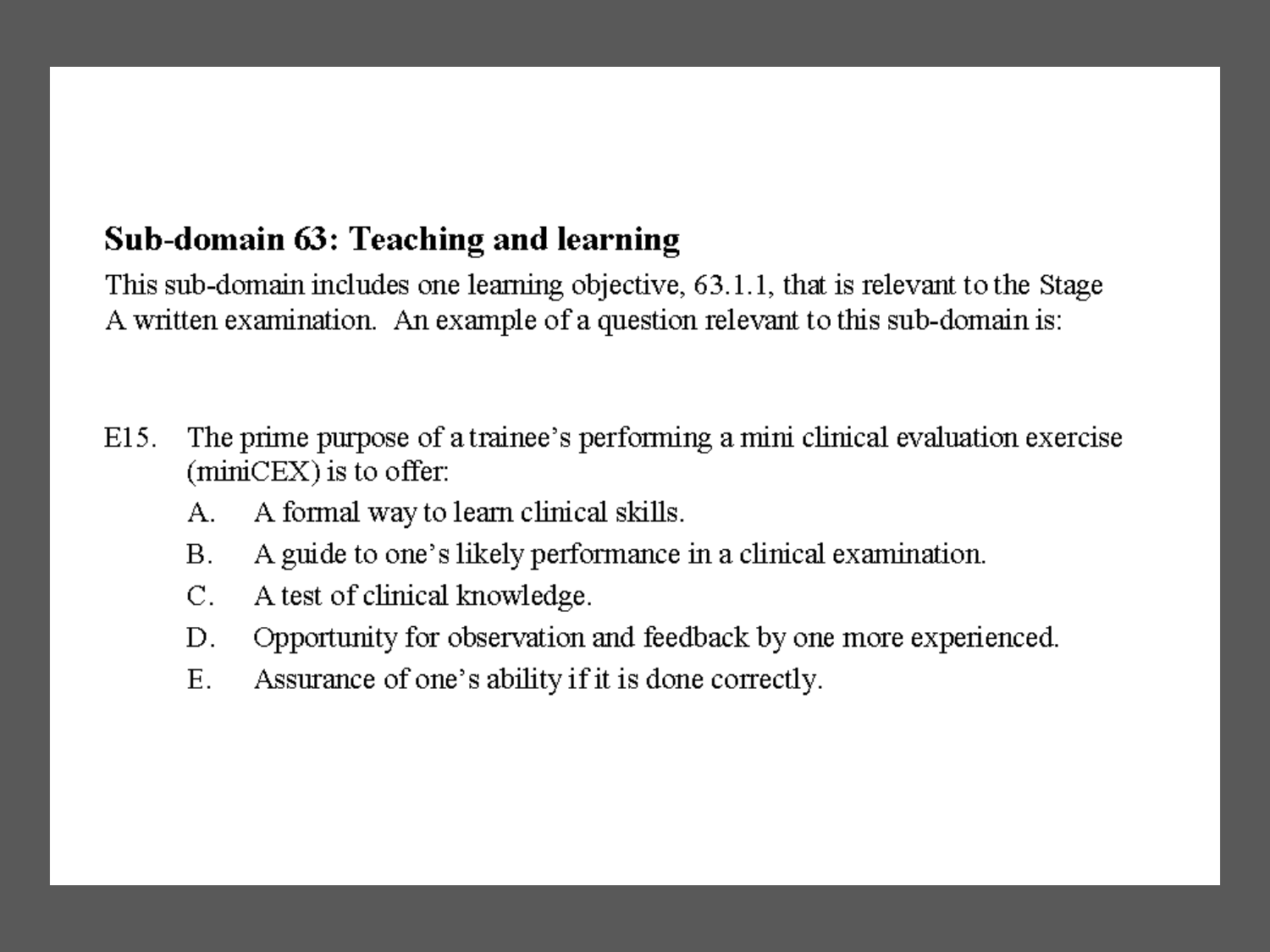## Sub-domain 63: Teaching and learning

This sub-domain includes one learning objective, 63.1.1, that is relevant to the Stage A written examination. An example of a question relevant to this sub-domain is:

E15. The prime purpose of a trainee's performing a mini clinical evaluation exercise (miniCEX) is to offer:

A. A formal way to learn clinical skills.

B. A guide to one's likely performance in a clinical examination.

C. A test of clinical knowledge.

D. Opportunity for observation and feedback by one more experienced.

E. Assurance of one's ability if it is done correctly.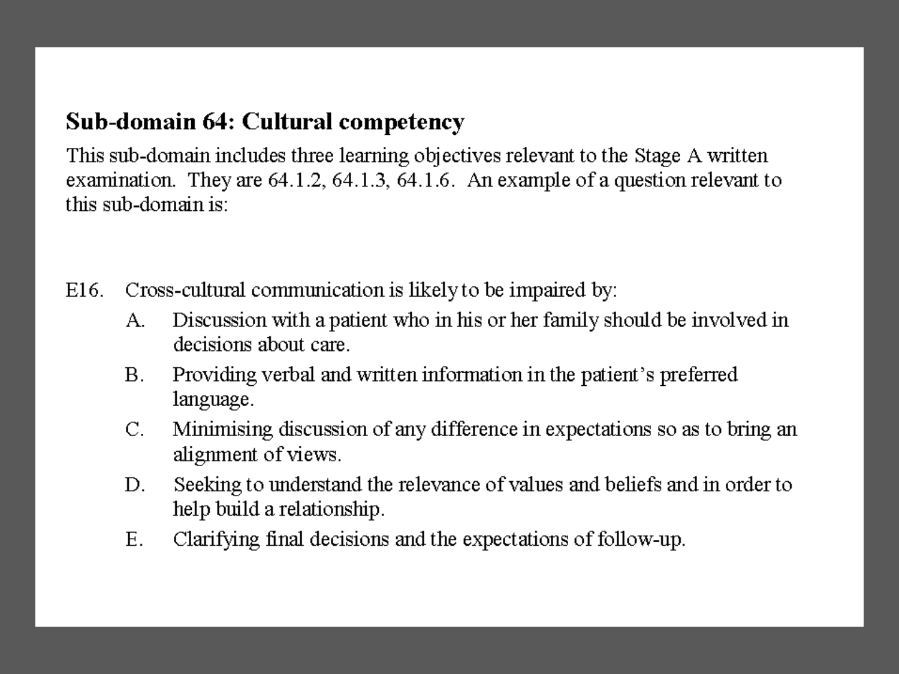## Sub-domain 64: Cultural competency

This sub-domain includes three learning objectives relevant to the Stage A written examination. They are 64.1.2, 64.1.3, 64.1.6. An example of a question relevant to this sub-domain is:

E16. Cross-cultural communication is likely to be impaired by:

- A. Discussion with a patient who in his or her family should be involved in decisions about care.
- B. Providing verbal and written information in the patient's preferred language.
- C. Minimising discussion of any difference in expectations so as to bring an alignment of views.
- D. Seeking to understand the relevance of values and beliefs and in order to help build a relationship.
- E. Clarifying final decisions and the expectations of follow-up.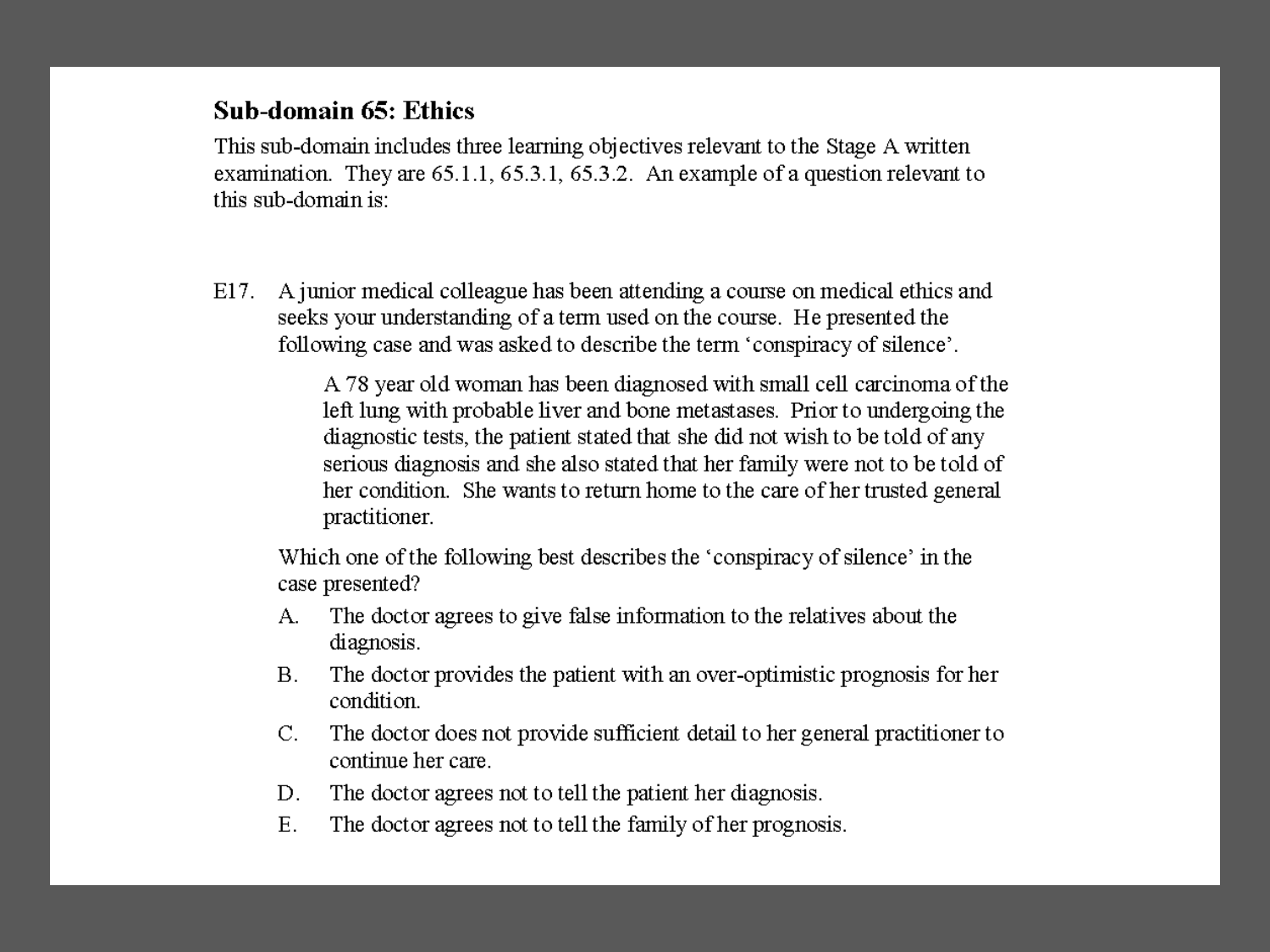## Sub-domain 65: Ethics

This sub-domain includes three learning objectives relevant to the Stage A written examination. They are 65.1.1, 65.3.1, 65.3.2. An example of a question relevant to this sub-domain is:

E17. A junior medical colleague has been attending a course on medical ethics and seeks your understanding of a term used on the course. He presented the following case and was asked to describe the term 'conspiracy of silence'.

> A 78 year old woman has been diagnosed with small cell carcinoma of the left lung with probable liver and bone metastases. Prior to undergoing the diagnostic tests, the patient stated that she did not wish to be told of any serious diagnosis and she also stated that her family were not to be told of her condition. She wants to return home to the care of her trusted general practitioner.

Which one of the following best describes the 'conspiracy of silence' in the case presented?

A. The doctor agrees to give false information to the relatives about the diagnosis.

B. The doctor provides the patient with an over-optimistic prognosis for her condition.

C. The doctor does not provide sufficient detail to her general practitioner to continue her care.

D. The doctor agrees not to tell the patient her diagnosis.

E. The doctor agrees not to tell the family of her prognosis.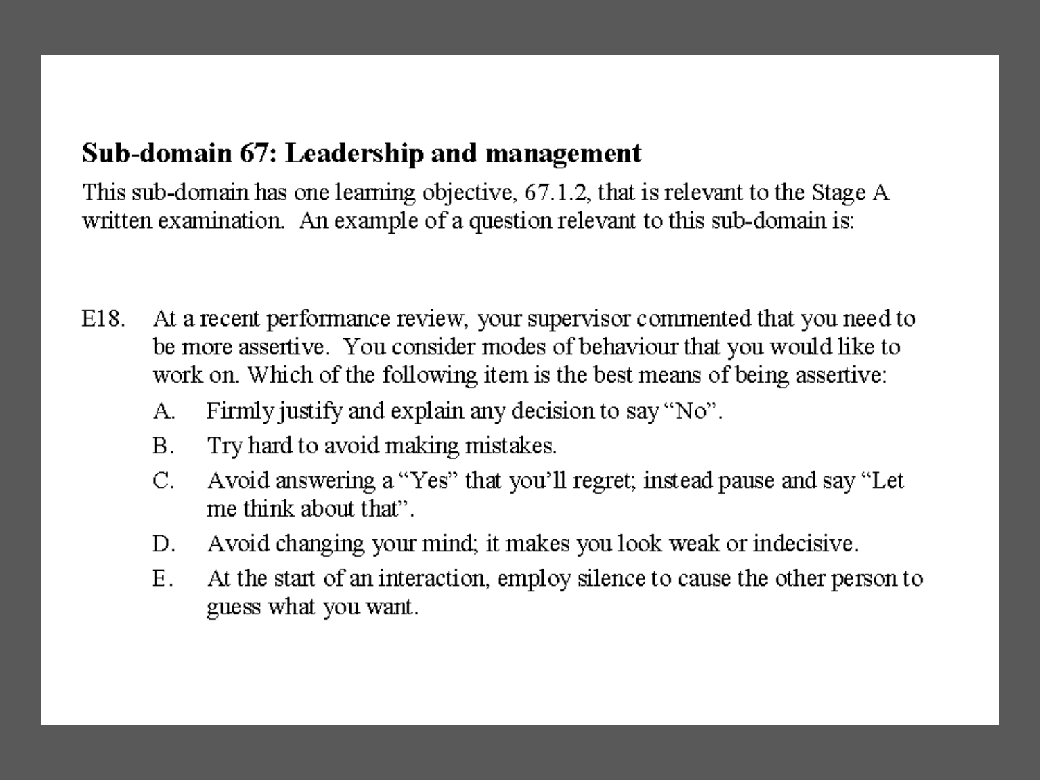## Sub-domain 67: Leadership and management

This sub-domain has one learning objective, 67.1.2, that is relevant to the Stage A written examination. An example of a question relevant to this sub-domain is:

E18. At a recent performance review, your supervisor commented that you need to be more assertive. You consider modes of behaviour that you would like to work on. Which of the following item is the best means of being assertive:

- A. Firmly justify and explain any decision to say "No".
- B. Try hard to avoid making mistakes.
- C. Avoid answering a "Yes" that you'll regret; instead pause and say "Let me think about that".
- D. Avoid changing your mind; it makes you look weak or indecisive.
- E. At the start of an interaction, employ silence to cause the other person to guess what you want.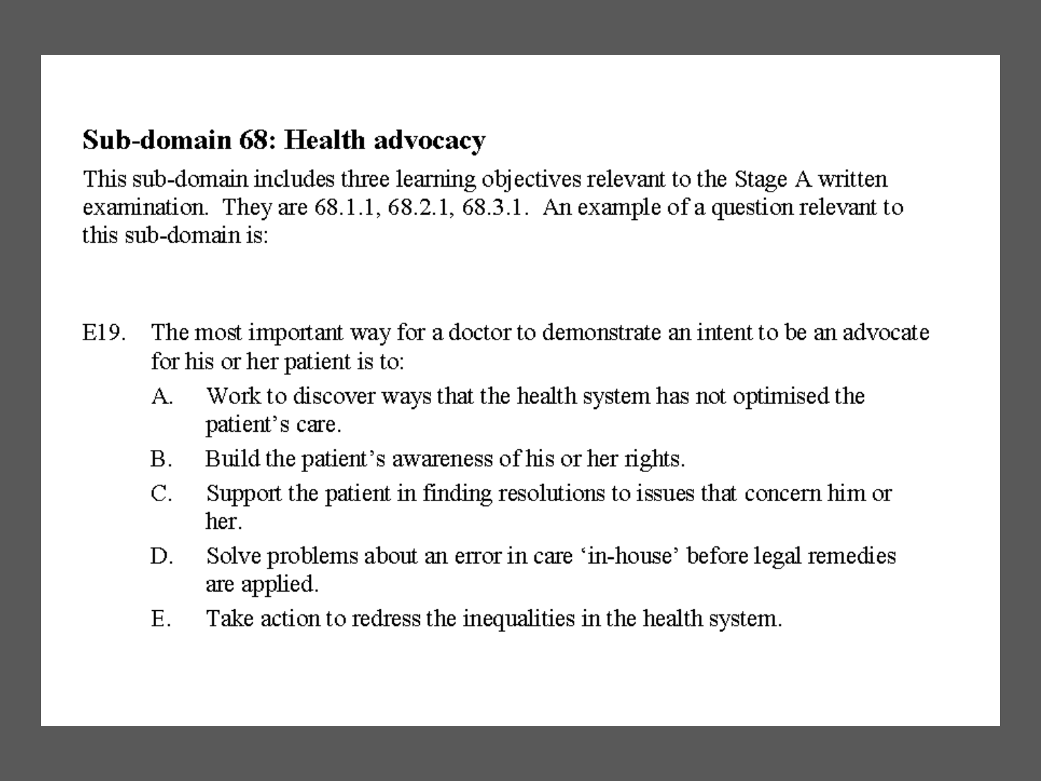## Sub-domain 68: Health advocacy

This sub-domain includes three learning objectives relevant to the Stage A written examination. They are 68.1.1, 68.2.1, 68.3.1. An example of a question relevant to this sub-domain is:

E19. The most important way for a doctor to demonstrate an intent to be an advocate for his or her patient is to:

- A. Work to discover ways that the health system has not optimised the patient's care.
- B. Build the patient's awareness of his or her rights.
- C. Support the patient in finding resolutions to issues that concern him or her.
- D. Solve problems about an error in care 'in-house' before legal remedies are applied.
- E. Take action to redress the inequalities in the health system.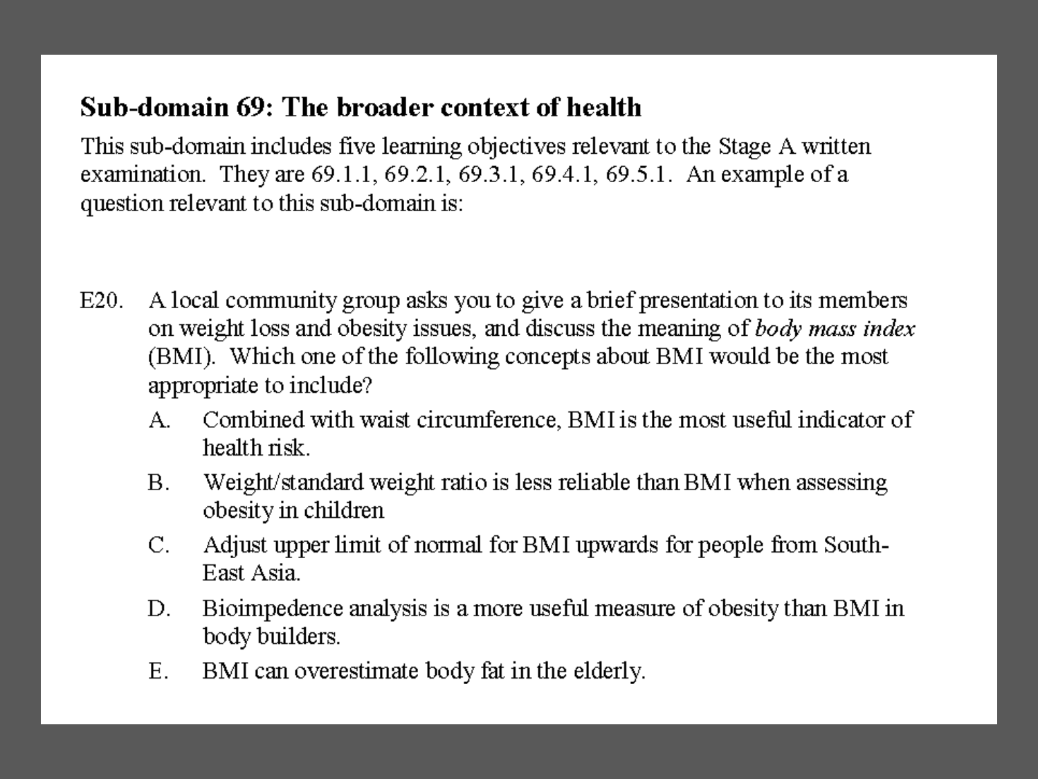## Sub-domain 69: The broader context of health

This sub-domain includes five learning objectives relevant to the Stage A written examination. They are 69.1.1, 69.2.1, 69.3.1, 69.4.1, 69.5.1. An example of a question relevant to this sub-domain is:

E20. A local community group asks you to give a brief presentation to its members on weight loss and obesity issues, and discuss the meaning of *body mass index* (BMI). Which one of the following concepts about BMI would be the most appropriate to include?

- A. Combined with waist circumference, BMI is the most useful indicator of health risk.
- B. Weight/standard weight ratio is less reliable than BMI when assessing obesity in children
- C. Adjust upper limit of normal for BMI upwards for people from South-East Asia.
- D. Bioimpedence analysis is a more useful measure of obesity than BMI in body builders.
- E. BMI can overestimate body fat in the elderly.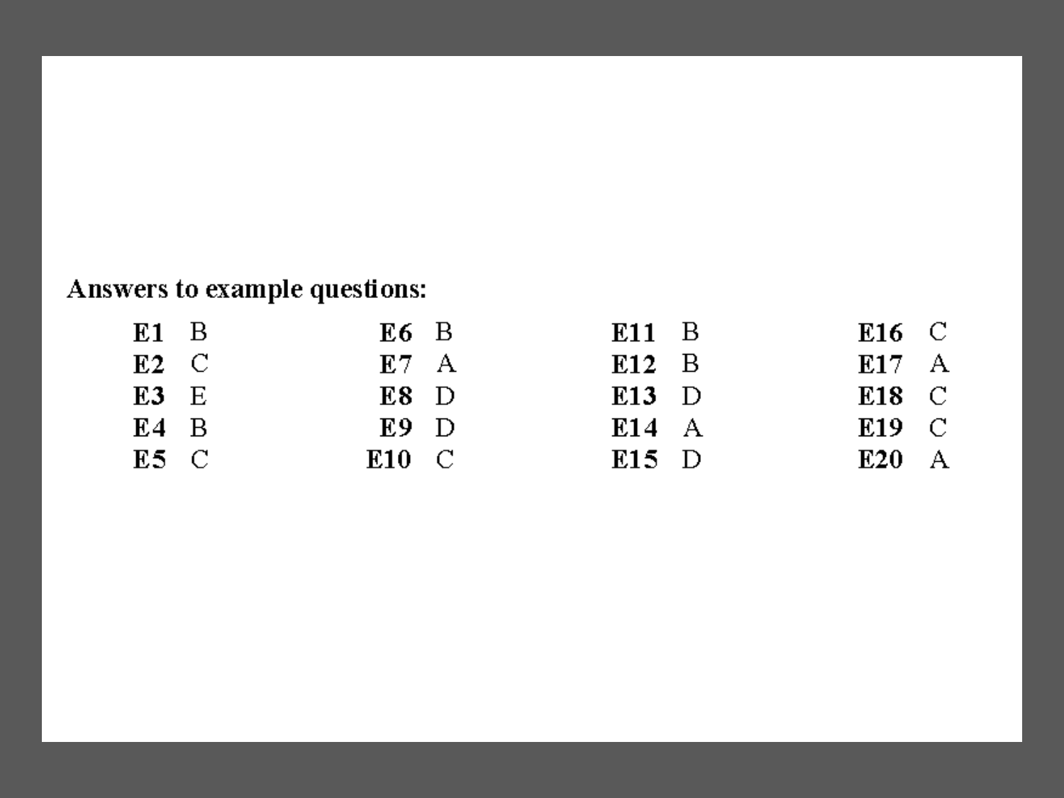**Answers to example questions:**

| | | | | | | | |
|---|---|---|---|---|---|---|---|
| **E1** | B | **E6** | B | **E11** | B | **E16** | C |
| **E2** | C | **E7** | A | **E12** | B | **E17** | A |
| **E3** | E | **E8** | D | **E13** | D | **E18** | C |
| **E4** | B | **E9** | D | **E14** | A | **E19** | C |
| **E5** | C | **E10** | C | **E15** | D | **E20** | A |